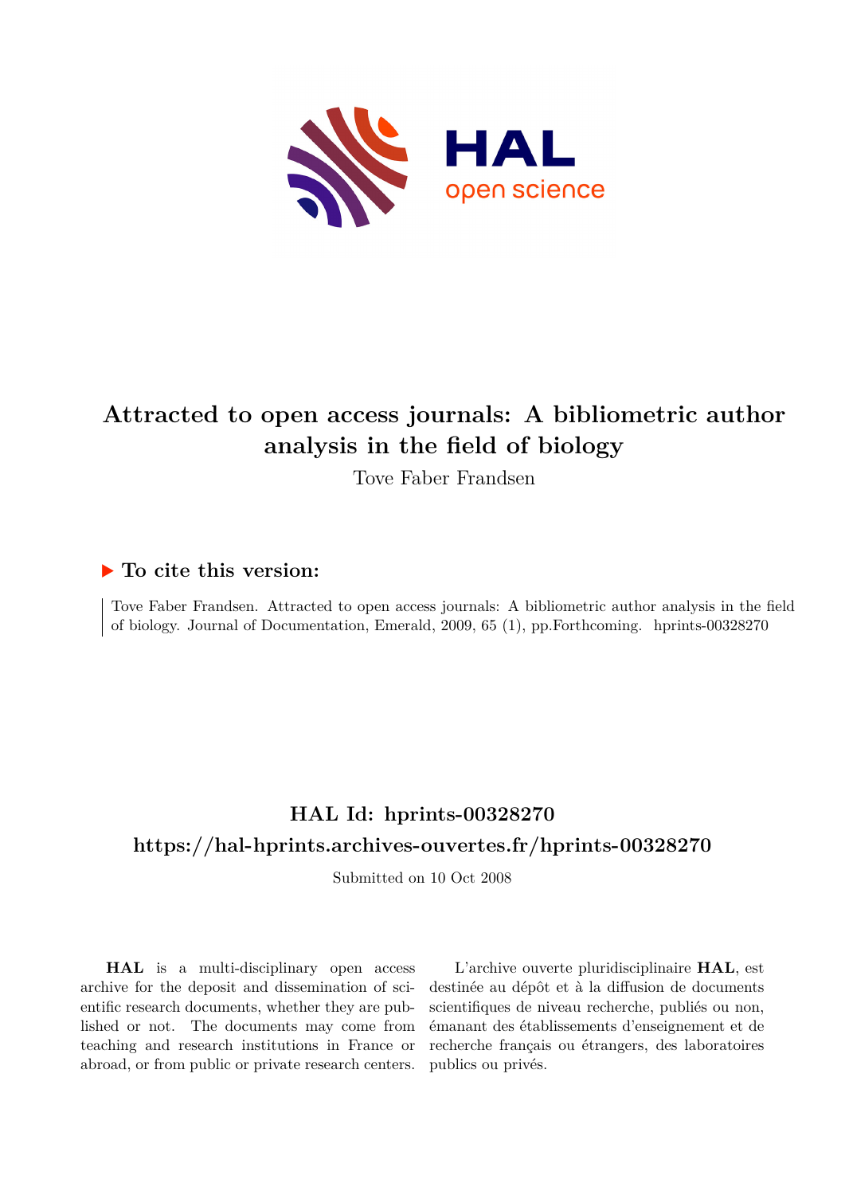# Attracted to open access journals: A bibliometric author analysis in the field of biology

Tove Faber Frandsen

### ▶ To cite this version:

Tove Faber Frandsen. Attracted to open access journals: A bibliometric author analysis in the field of biology. Journal of Documentation, Emerald, 2009, 65 (1), pp.Forthcoming. hprints-00328270

## HAL Id: hprints-00328270

## https://hal-hprints.archives-ouvertes.fr/hprints-00328270

Submitted on 10 Oct 2008

**HAL** is a multi-disciplinary open access archive for the deposit and dissemination of scientific research documents, whether they are published or not. The documents may come from teaching and research institutions in France or abroad, or from public or private research centers.

L'archive ouverte pluridisciplinaire **HAL**, est destinée au dépôt et à la diffusion de documents scientifiques de niveau recherche, publiés ou non, émanant des établissements d'enseignement et de recherche français ou étrangers, des laboratoires publics ou privés.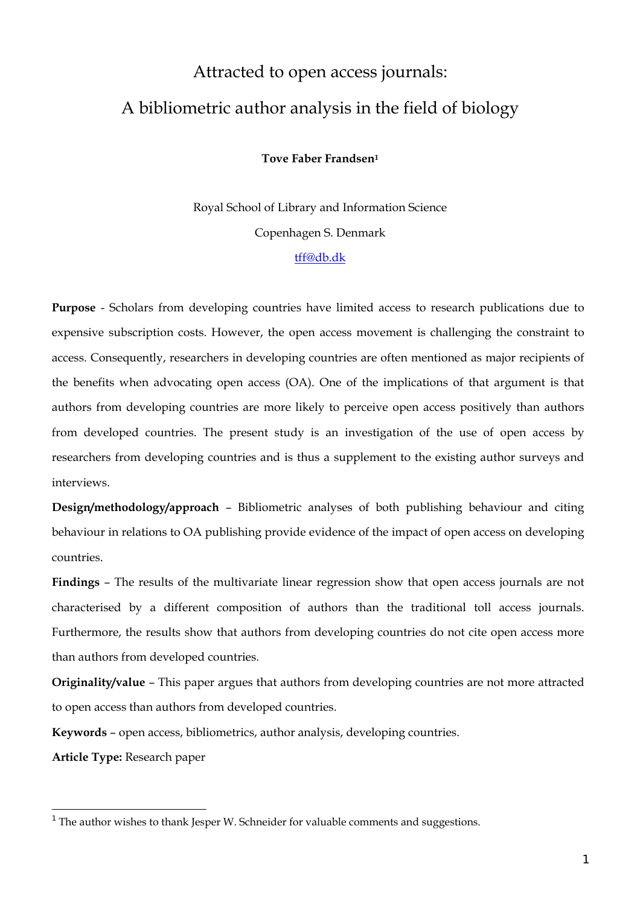# Attracted to open access journals:

# A bibliometric author analysis in the field of biology

**Tove Faber Frandsen**[1]

Royal School of Library and Information Science

Copenhagen S. Denmark

tff@db.dk

**Purpose** - Scholars from developing countries have limited access to research publications due to expensive subscription costs. However, the open access movement is challenging the constraint to access. Consequently, researchers in developing countries are often mentioned as major recipients of the benefits when advocating open access (OA). One of the implications of that argument is that authors from developing countries are more likely to perceive open access positively than authors from developed countries. The present study is an investigation of the use of open access by researchers from developing countries and is thus a supplement to the existing author surveys and interviews.

**Design/methodology/approach** – Bibliometric analyses of both publishing behaviour and citing behaviour in relations to OA publishing provide evidence of the impact of open access on developing countries.

**Findings** – The results of the multivariate linear regression show that open access journals are not characterised by a different composition of authors than the traditional toll access journals. Furthermore, the results show that authors from developing countries do not cite open access more than authors from developed countries.

**Originality/value** – This paper argues that authors from developing countries are not more attracted to open access than authors from developed countries.

**Keywords** – open access, bibliometrics, author analysis, developing countries.

**Article Type:** Research paper

[1] The author wishes to thank Jesper W. Schneider for valuable comments and suggestions.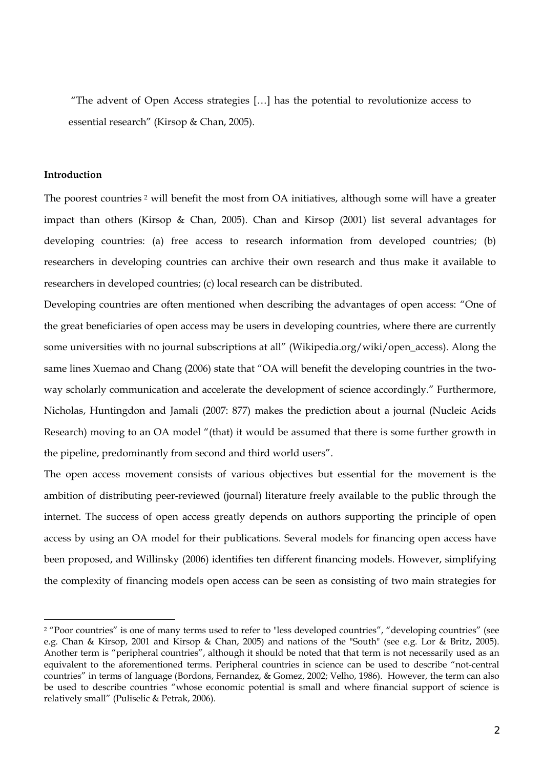"The advent of Open Access strategies […] has the potential to revolutionize access to essential research" (Kirsop & Chan, 2005).

**Introduction**

The poorest countries [2] will benefit the most from OA initiatives, although some will have a greater impact than others (Kirsop & Chan, 2005). Chan and Kirsop (2001) list several advantages for developing countries: (a) free access to research information from developed countries; (b) researchers in developing countries can archive their own research and thus make it available to researchers in developed countries; (c) local research can be distributed.

Developing countries are often mentioned when describing the advantages of open access: "One of the great beneficiaries of open access may be users in developing countries, where there are currently some universities with no journal subscriptions at all" (Wikipedia.org/wiki/open_access). Along the same lines Xuemao and Chang (2006) state that "OA will benefit the developing countries in the two-way scholarly communication and accelerate the development of science accordingly." Furthermore, Nicholas, Huntingdon and Jamali (2007: 877) makes the prediction about a journal (Nucleic Acids Research) moving to an OA model "(that) it would be assumed that there is some further growth in the pipeline, predominantly from second and third world users".

The open access movement consists of various objectives but essential for the movement is the ambition of distributing peer-reviewed (journal) literature freely available to the public through the internet. The success of open access greatly depends on authors supporting the principle of open access by using an OA model for their publications. Several models for financing open access have been proposed, and Willinsky (2006) identifies ten different financing models. However, simplifying the complexity of financing models open access can be seen as consisting of two main strategies for

[2] "Poor countries" is one of many terms used to refer to "less developed countries", "developing countries" (see e.g. Chan & Kirsop, 2001 and Kirsop & Chan, 2005) and nations of the "South" (see e.g. Lor & Britz, 2005). Another term is "peripheral countries", although it should be noted that that term is not necessarily used as an equivalent to the aforementioned terms. Peripheral countries in science can be used to describe "not-central countries" in terms of language (Bordons, Fernandez, & Gomez, 2002; Velho, 1986). However, the term can also be used to describe countries "whose economic potential is small and where financial support of science is relatively small" (Puliselic & Petrak, 2006).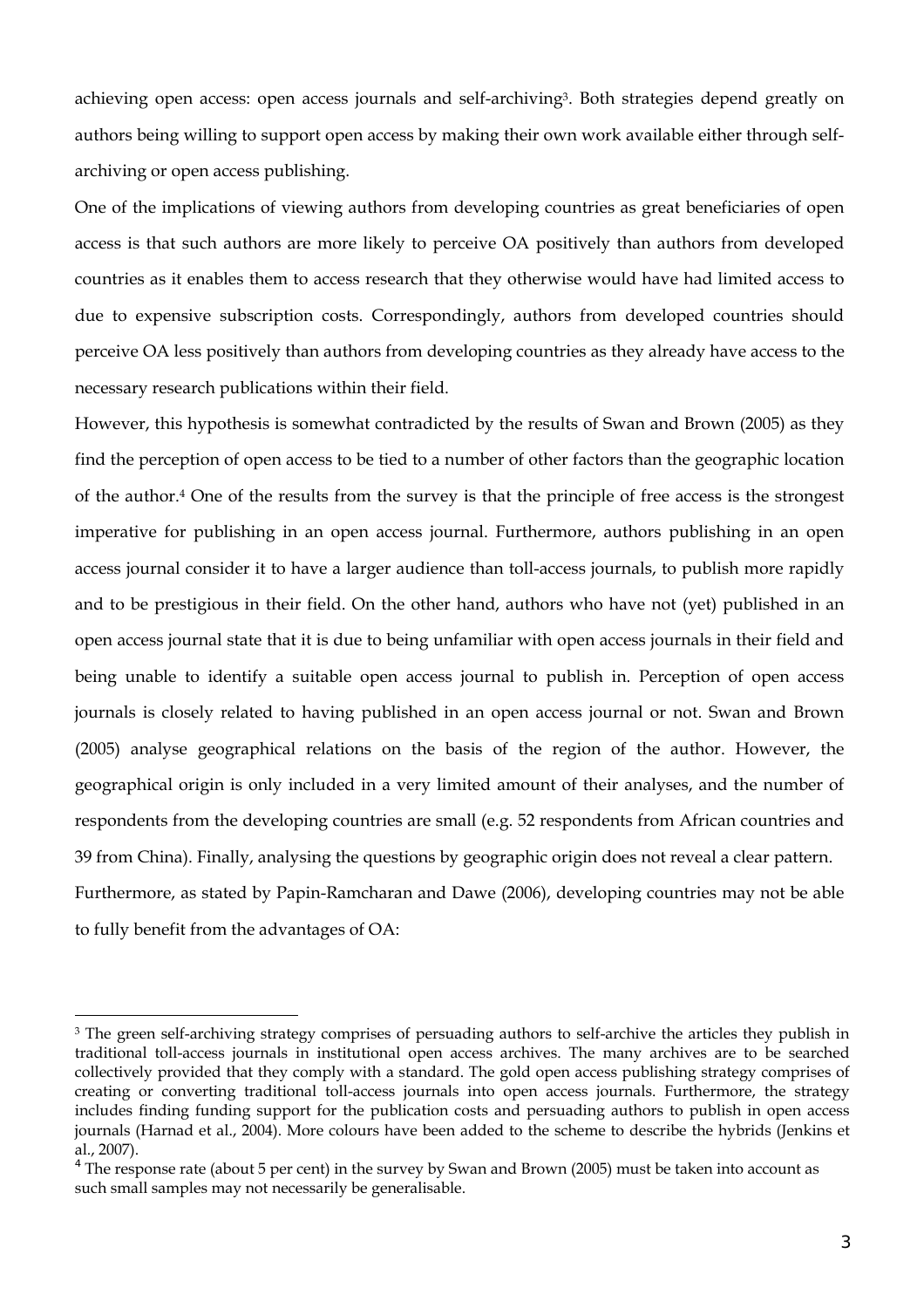achieving open access: open access journals and self-archiving[3]. Both strategies depend greatly on authors being willing to support open access by making their own work available either through self-archiving or open access publishing.

One of the implications of viewing authors from developing countries as great beneficiaries of open access is that such authors are more likely to perceive OA positively than authors from developed countries as it enables them to access research that they otherwise would have had limited access to due to expensive subscription costs. Correspondingly, authors from developed countries should perceive OA less positively than authors from developing countries as they already have access to the necessary research publications within their field.

However, this hypothesis is somewhat contradicted by the results of Swan and Brown (2005) as they find the perception of open access to be tied to a number of other factors than the geographic location of the author.[4] One of the results from the survey is that the principle of free access is the strongest imperative for publishing in an open access journal. Furthermore, authors publishing in an open access journal consider it to have a larger audience than toll-access journals, to publish more rapidly and to be prestigious in their field. On the other hand, authors who have not (yet) published in an open access journal state that it is due to being unfamiliar with open access journals in their field and being unable to identify a suitable open access journal to publish in. Perception of open access journals is closely related to having published in an open access journal or not. Swan and Brown (2005) analyse geographical relations on the basis of the region of the author. However, the geographical origin is only included in a very limited amount of their analyses, and the number of respondents from the developing countries are small (e.g. 52 respondents from African countries and 39 from China). Finally, analysing the questions by geographic origin does not reveal a clear pattern.

Furthermore, as stated by Papin-Ramcharan and Dawe (2006), developing countries may not be able to fully benefit from the advantages of OA:

---

[3] The green self-archiving strategy comprises of persuading authors to self-archive the articles they publish in traditional toll-access journals in institutional open access archives. The many archives are to be searched collectively provided that they comply with a standard. The gold open access publishing strategy comprises of creating or converting traditional toll-access journals into open access journals. Furthermore, the strategy includes finding funding support for the publication costs and persuading authors to publish in open access journals (Harnad et al., 2004). More colours have been added to the scheme to describe the hybrids (Jenkins et al., 2007).

[4] The response rate (about 5 per cent) in the survey by Swan and Brown (2005) must be taken into account as such small samples may not necessarily be generalisable.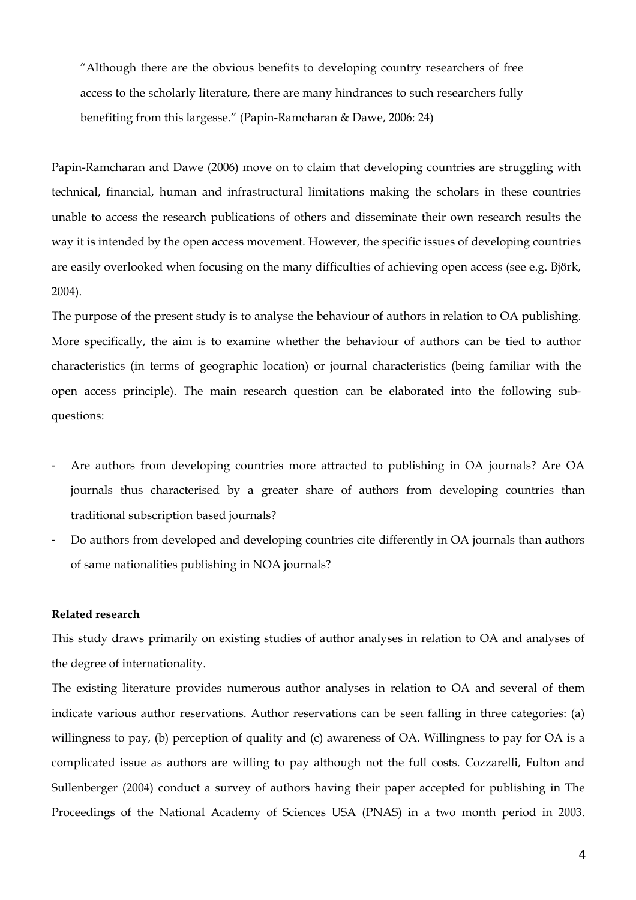> "Although there are the obvious benefits to developing country researchers of free access to the scholarly literature, there are many hindrances to such researchers fully benefiting from this largesse." (Papin-Ramcharan & Dawe, 2006: 24)

Papin-Ramcharan and Dawe (2006) move on to claim that developing countries are struggling with technical, financial, human and infrastructural limitations making the scholars in these countries unable to access the research publications of others and disseminate their own research results the way it is intended by the open access movement. However, the specific issues of developing countries are easily overlooked when focusing on the many difficulties of achieving open access (see e.g. Björk, 2004).

The purpose of the present study is to analyse the behaviour of authors in relation to OA publishing. More specifically, the aim is to examine whether the behaviour of authors can be tied to author characteristics (in terms of geographic location) or journal characteristics (being familiar with the open access principle). The main research question can be elaborated into the following sub-questions:

- Are authors from developing countries more attracted to publishing in OA journals? Are OA journals thus characterised by a greater share of authors from developing countries than traditional subscription based journals?
- Do authors from developed and developing countries cite differently in OA journals than authors of same nationalities publishing in NOA journals?

**Related research**

This study draws primarily on existing studies of author analyses in relation to OA and analyses of the degree of internationality.

The existing literature provides numerous author analyses in relation to OA and several of them indicate various author reservations. Author reservations can be seen falling in three categories: (a) willingness to pay, (b) perception of quality and (c) awareness of OA. Willingness to pay for OA is a complicated issue as authors are willing to pay although not the full costs. Cozzarelli, Fulton and Sullenberger (2004) conduct a survey of authors having their paper accepted for publishing in The Proceedings of the National Academy of Sciences USA (PNAS) in a two month period in 2003.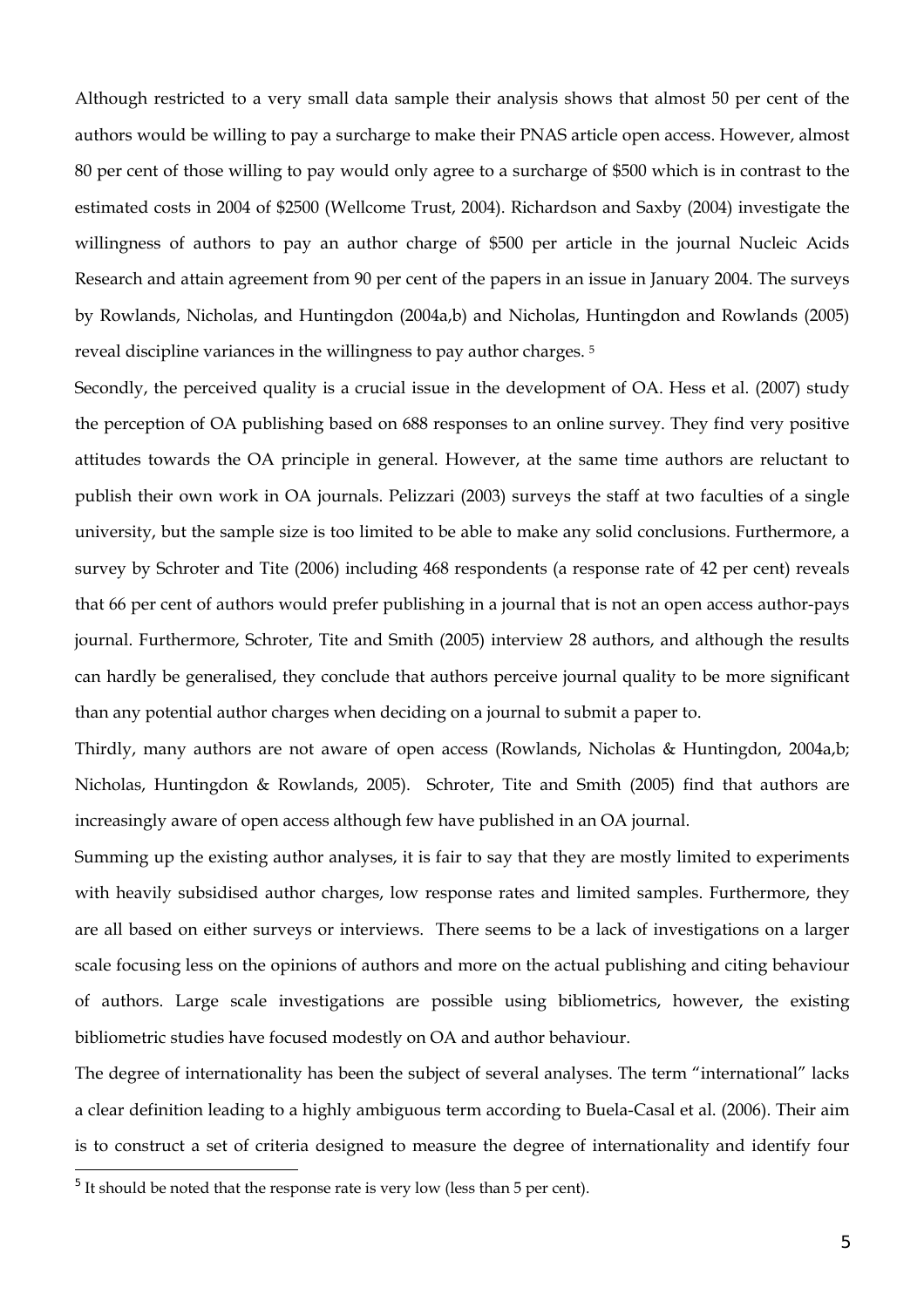Although restricted to a very small data sample their analysis shows that almost 50 per cent of the authors would be willing to pay a surcharge to make their PNAS article open access. However, almost 80 per cent of those willing to pay would only agree to a surcharge of $500 which is in contrast to the estimated costs in 2004 of $2500 (Wellcome Trust, 2004). Richardson and Saxby (2004) investigate the willingness of authors to pay an author charge of $500 per article in the journal Nucleic Acids Research and attain agreement from 90 per cent of the papers in an issue in January 2004. The surveys by Rowlands, Nicholas, and Huntingdon (2004a,b) and Nicholas, Huntingdon and Rowlands (2005) reveal discipline variances in the willingness to pay author charges. [5]

Secondly, the perceived quality is a crucial issue in the development of OA. Hess et al. (2007) study the perception of OA publishing based on 688 responses to an online survey. They find very positive attitudes towards the OA principle in general. However, at the same time authors are reluctant to publish their own work in OA journals. Pelizzari (2003) surveys the staff at two faculties of a single university, but the sample size is too limited to be able to make any solid conclusions. Furthermore, a survey by Schroter and Tite (2006) including 468 respondents (a response rate of 42 per cent) reveals that 66 per cent of authors would prefer publishing in a journal that is not an open access author-pays journal. Furthermore, Schroter, Tite and Smith (2005) interview 28 authors, and although the results can hardly be generalised, they conclude that authors perceive journal quality to be more significant than any potential author charges when deciding on a journal to submit a paper to.

Thirdly, many authors are not aware of open access (Rowlands, Nicholas & Huntingdon, 2004a,b; Nicholas, Huntingdon & Rowlands, 2005). Schroter, Tite and Smith (2005) find that authors are increasingly aware of open access although few have published in an OA journal.

Summing up the existing author analyses, it is fair to say that they are mostly limited to experiments with heavily subsidised author charges, low response rates and limited samples. Furthermore, they are all based on either surveys or interviews. There seems to be a lack of investigations on a larger scale focusing less on the opinions of authors and more on the actual publishing and citing behaviour of authors. Large scale investigations are possible using bibliometrics, however, the existing bibliometric studies have focused modestly on OA and author behaviour.

The degree of internationality has been the subject of several analyses. The term "international" lacks a clear definition leading to a highly ambiguous term according to Buela-Casal et al. (2006). Their aim is to construct a set of criteria designed to measure the degree of internationality and identify four

[5] It should be noted that the response rate is very low (less than 5 per cent).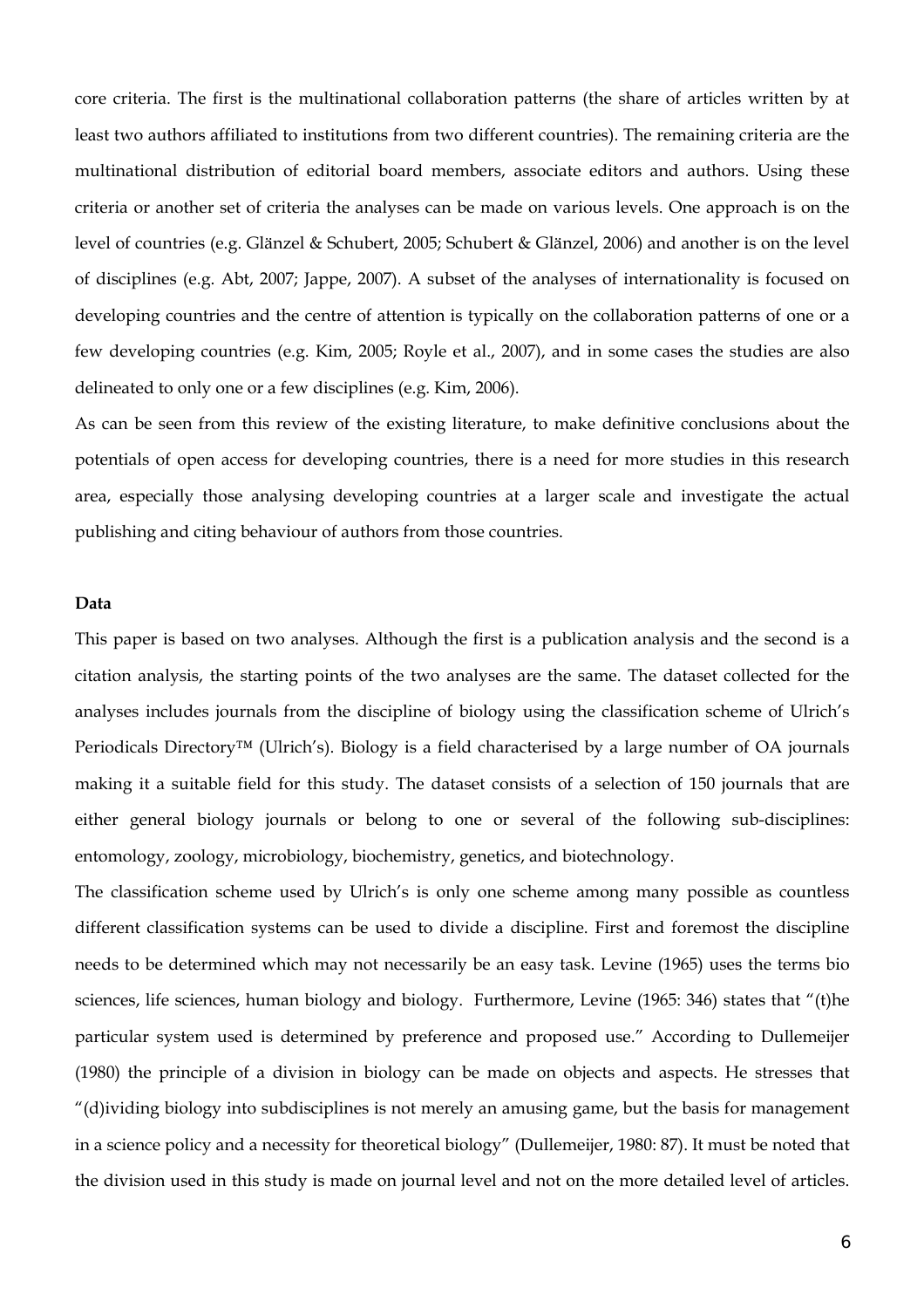core criteria. The first is the multinational collaboration patterns (the share of articles written by at least two authors affiliated to institutions from two different countries). The remaining criteria are the multinational distribution of editorial board members, associate editors and authors. Using these criteria or another set of criteria the analyses can be made on various levels. One approach is on the level of countries (e.g. Glänzel & Schubert, 2005; Schubert & Glänzel, 2006) and another is on the level of disciplines (e.g. Abt, 2007; Jappe, 2007). A subset of the analyses of internationality is focused on developing countries and the centre of attention is typically on the collaboration patterns of one or a few developing countries (e.g. Kim, 2005; Royle et al., 2007), and in some cases the studies are also delineated to only one or a few disciplines (e.g. Kim, 2006).

As can be seen from this review of the existing literature, to make definitive conclusions about the potentials of open access for developing countries, there is a need for more studies in this research area, especially those analysing developing countries at a larger scale and investigate the actual publishing and citing behaviour of authors from those countries.

**Data**

This paper is based on two analyses. Although the first is a publication analysis and the second is a citation analysis, the starting points of the two analyses are the same. The dataset collected for the analyses includes journals from the discipline of biology using the classification scheme of Ulrich's Periodicals Directory™ (Ulrich's). Biology is a field characterised by a large number of OA journals making it a suitable field for this study. The dataset consists of a selection of 150 journals that are either general biology journals or belong to one or several of the following sub-disciplines: entomology, zoology, microbiology, biochemistry, genetics, and biotechnology.

The classification scheme used by Ulrich's is only one scheme among many possible as countless different classification systems can be used to divide a discipline. First and foremost the discipline needs to be determined which may not necessarily be an easy task. Levine (1965) uses the terms bio sciences, life sciences, human biology and biology. Furthermore, Levine (1965: 346) states that "(t)he particular system used is determined by preference and proposed use." According to Dullemeijer (1980) the principle of a division in biology can be made on objects and aspects. He stresses that "(d)ividing biology into subdisciplines is not merely an amusing game, but the basis for management in a science policy and a necessity for theoretical biology" (Dullemeijer, 1980: 87). It must be noted that the division used in this study is made on journal level and not on the more detailed level of articles.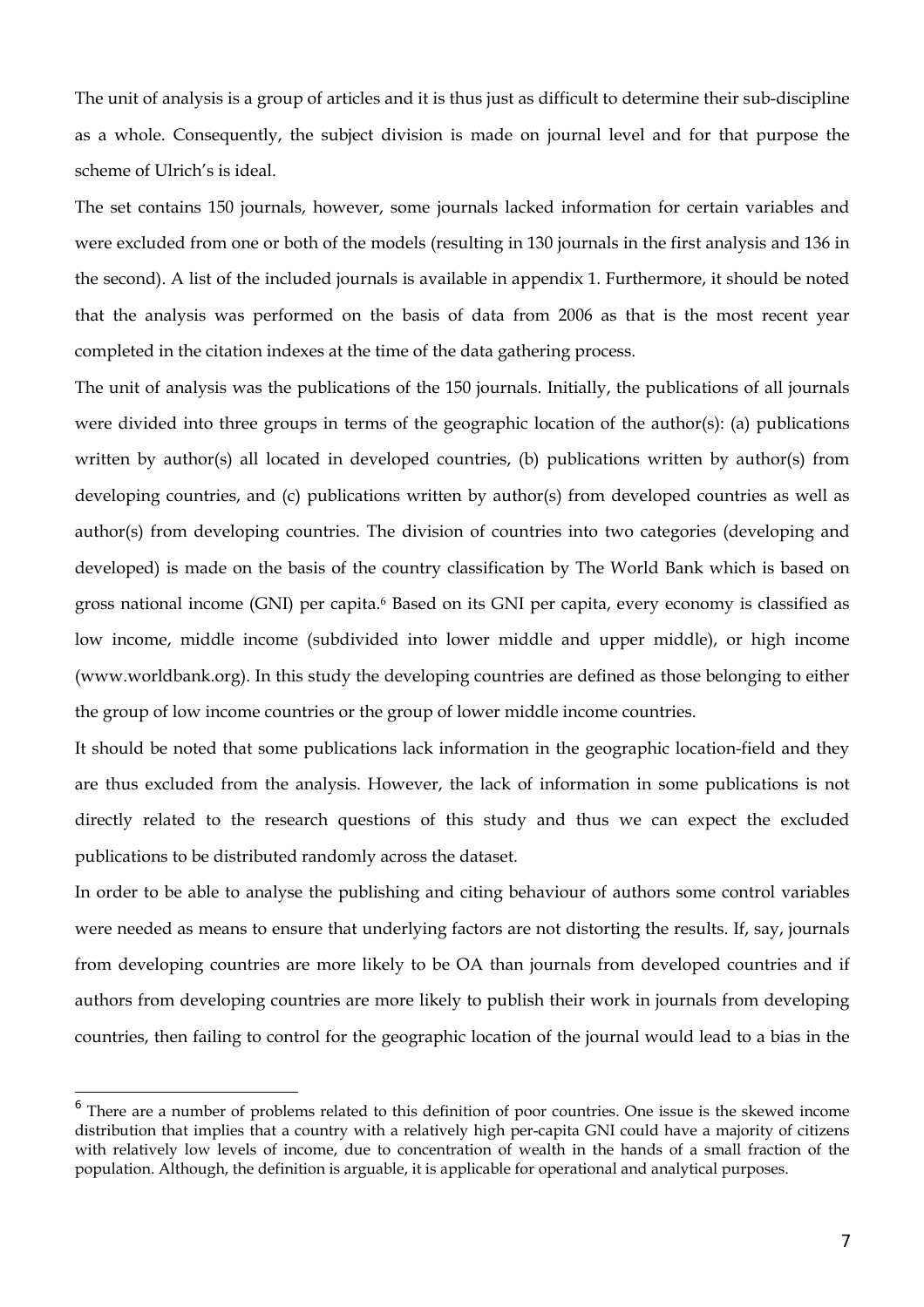The unit of analysis is a group of articles and it is thus just as difficult to determine their sub-discipline as a whole. Consequently, the subject division is made on journal level and for that purpose the scheme of Ulrich's is ideal.

The set contains 150 journals, however, some journals lacked information for certain variables and were excluded from one or both of the models (resulting in 130 journals in the first analysis and 136 in the second). A list of the included journals is available in appendix 1. Furthermore, it should be noted that the analysis was performed on the basis of data from 2006 as that is the most recent year completed in the citation indexes at the time of the data gathering process.

The unit of analysis was the publications of the 150 journals. Initially, the publications of all journals were divided into three groups in terms of the geographic location of the author(s): (a) publications written by author(s) all located in developed countries, (b) publications written by author(s) from developing countries, and (c) publications written by author(s) from developed countries as well as author(s) from developing countries. The division of countries into two categories (developing and developed) is made on the basis of the country classification by The World Bank which is based on gross national income (GNI) per capita.[6] Based on its GNI per capita, every economy is classified as low income, middle income (subdivided into lower middle and upper middle), or high income (www.worldbank.org). In this study the developing countries are defined as those belonging to either the group of low income countries or the group of lower middle income countries.

It should be noted that some publications lack information in the geographic location-field and they are thus excluded from the analysis. However, the lack of information in some publications is not directly related to the research questions of this study and thus we can expect the excluded publications to be distributed randomly across the dataset.

In order to be able to analyse the publishing and citing behaviour of authors some control variables were needed as means to ensure that underlying factors are not distorting the results. If, say, journals from developing countries are more likely to be OA than journals from developed countries and if authors from developing countries are more likely to publish their work in journals from developing countries, then failing to control for the geographic location of the journal would lead to a bias in the

---

[6] There are a number of problems related to this definition of poor countries. One issue is the skewed income distribution that implies that a country with a relatively high per-capita GNI could have a majority of citizens with relatively low levels of income, due to concentration of wealth in the hands of a small fraction of the population. Although, the definition is arguable, it is applicable for operational and analytical purposes.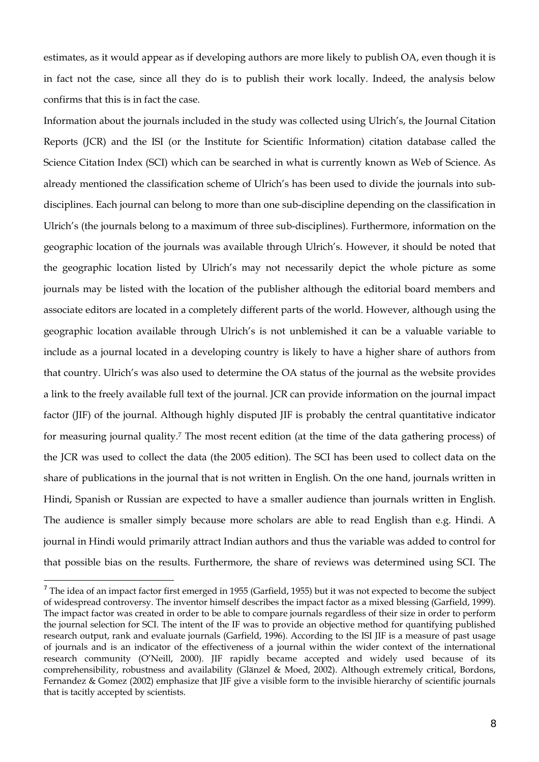estimates, as it would appear as if developing authors are more likely to publish OA, even though it is in fact not the case, since all they do is to publish their work locally. Indeed, the analysis below confirms that this is in fact the case.

Information about the journals included in the study was collected using Ulrich's, the Journal Citation Reports (JCR) and the ISI (or the Institute for Scientific Information) citation database called the Science Citation Index (SCI) which can be searched in what is currently known as Web of Science. As already mentioned the classification scheme of Ulrich's has been used to divide the journals into sub-disciplines. Each journal can belong to more than one sub-discipline depending on the classification in Ulrich's (the journals belong to a maximum of three sub-disciplines). Furthermore, information on the geographic location of the journals was available through Ulrich's. However, it should be noted that the geographic location listed by Ulrich's may not necessarily depict the whole picture as some journals may be listed with the location of the publisher although the editorial board members and associate editors are located in a completely different parts of the world. However, although using the geographic location available through Ulrich's is not unblemished it can be a valuable variable to include as a journal located in a developing country is likely to have a higher share of authors from that country. Ulrich's was also used to determine the OA status of the journal as the website provides a link to the freely available full text of the journal. JCR can provide information on the journal impact factor (JIF) of the journal. Although highly disputed JIF is probably the central quantitative indicator for measuring journal quality.[7] The most recent edition (at the time of the data gathering process) of the JCR was used to collect the data (the 2005 edition). The SCI has been used to collect data on the share of publications in the journal that is not written in English. On the one hand, journals written in Hindi, Spanish or Russian are expected to have a smaller audience than journals written in English. The audience is smaller simply because more scholars are able to read English than e.g. Hindi. A journal in Hindi would primarily attract Indian authors and thus the variable was added to control for that possible bias on the results. Furthermore, the share of reviews was determined using SCI. The

---

[7] The idea of an impact factor first emerged in 1955 (Garfield, 1955) but it was not expected to become the subject of widespread controversy. The inventor himself describes the impact factor as a mixed blessing (Garfield, 1999). The impact factor was created in order to be able to compare journals regardless of their size in order to perform the journal selection for SCI. The intent of the IF was to provide an objective method for quantifying published research output, rank and evaluate journals (Garfield, 1996). According to the ISI JIF is a measure of past usage of journals and is an indicator of the effectiveness of a journal within the wider context of the international research community (O'Neill, 2000). JIF rapidly became accepted and widely used because of its comprehensibility, robustness and availability (Glänzel & Moed, 2002). Although extremely critical, Bordons, Fernandez & Gomez (2002) emphasize that JIF give a visible form to the invisible hierarchy of scientific journals that is tacitly accepted by scientists.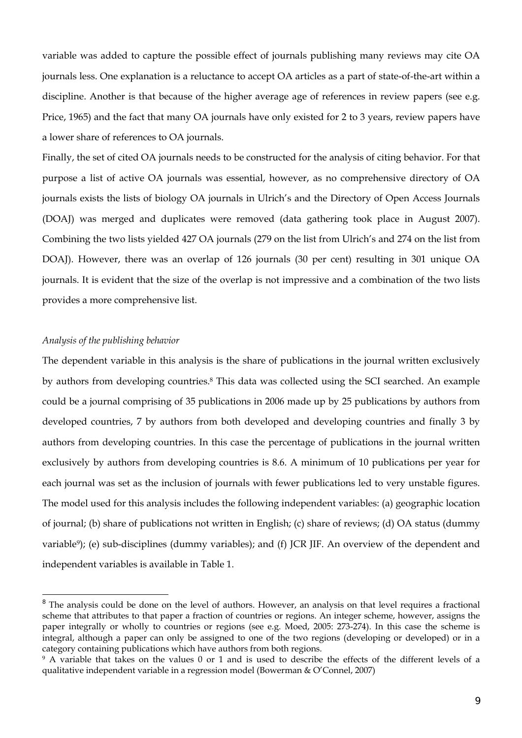variable was added to capture the possible effect of journals publishing many reviews may cite OA journals less. One explanation is a reluctance to accept OA articles as a part of state-of-the-art within a discipline. Another is that because of the higher average age of references in review papers (see e.g. Price, 1965) and the fact that many OA journals have only existed for 2 to 3 years, review papers have a lower share of references to OA journals.

Finally, the set of cited OA journals needs to be constructed for the analysis of citing behavior. For that purpose a list of active OA journals was essential, however, as no comprehensive directory of OA journals exists the lists of biology OA journals in Ulrich's and the Directory of Open Access Journals (DOAJ) was merged and duplicates were removed (data gathering took place in August 2007). Combining the two lists yielded 427 OA journals (279 on the list from Ulrich's and 274 on the list from DOAJ). However, there was an overlap of 126 journals (30 per cent) resulting in 301 unique OA journals. It is evident that the size of the overlap is not impressive and a combination of the two lists provides a more comprehensive list.

*Analysis of the publishing behavior*

The dependent variable in this analysis is the share of publications in the journal written exclusively by authors from developing countries.[8] This data was collected using the SCI searched. An example could be a journal comprising of 35 publications in 2006 made up by 25 publications by authors from developed countries, 7 by authors from both developed and developing countries and finally 3 by authors from developing countries. In this case the percentage of publications in the journal written exclusively by authors from developing countries is 8.6. A minimum of 10 publications per year for each journal was set as the inclusion of journals with fewer publications led to very unstable figures. The model used for this analysis includes the following independent variables: (a) geographic location of journal; (b) share of publications not written in English; (c) share of reviews; (d) OA status (dummy variable[9]); (e) sub-disciplines (dummy variables); and (f) JCR JIF. An overview of the dependent and independent variables is available in Table 1.

---

[8] The analysis could be done on the level of authors. However, an analysis on that level requires a fractional scheme that attributes to that paper a fraction of countries or regions. An integer scheme, however, assigns the paper integrally or wholly to countries or regions (see e.g. Moed, 2005: 273-274). In this case the scheme is integral, although a paper can only be assigned to one of the two regions (developing or developed) or in a category containing publications which have authors from both regions.

[9] A variable that takes on the values 0 or 1 and is used to describe the effects of the different levels of a qualitative independent variable in a regression model (Bowerman & O'Connel, 2007)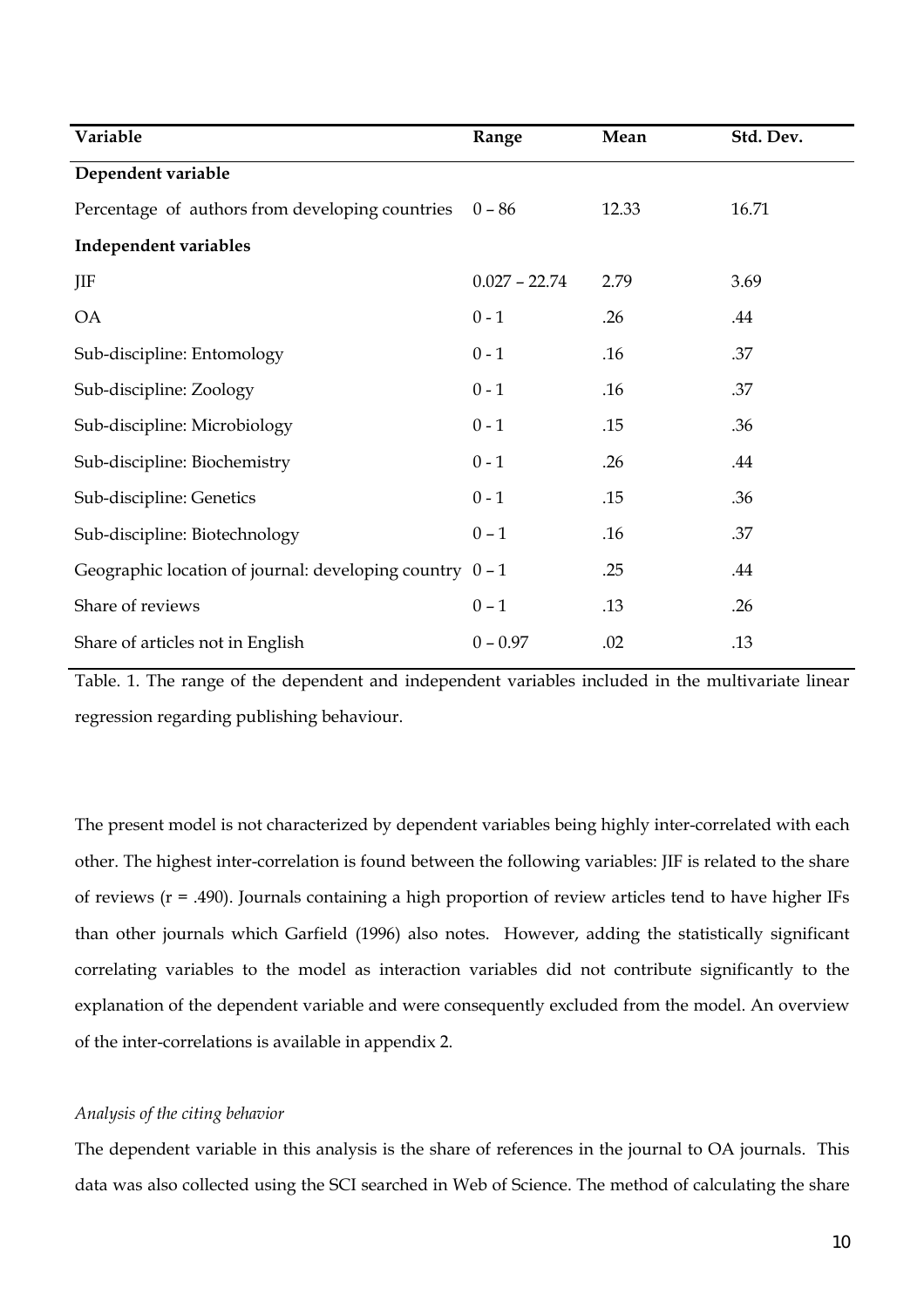| Variable | Range | Mean | Std. Dev. |
|---|---|---|---|
| **Dependent variable** | | | |
| Percentage of authors from developing countries | 0 – 86 | 12.33 | 16.71 |
| **Independent variables** | | | |
| JIF | 0.027 – 22.74 | 2.79 | 3.69 |
| OA | 0 - 1 | .26 | .44 |
| Sub-discipline: Entomology | 0 - 1 | .16 | .37 |
| Sub-discipline: Zoology | 0 - 1 | .16 | .37 |
| Sub-discipline: Microbiology | 0 - 1 | .15 | .36 |
| Sub-discipline: Biochemistry | 0 - 1 | .26 | .44 |
| Sub-discipline: Genetics | 0 - 1 | .15 | .36 |
| Sub-discipline: Biotechnology | 0 – 1 | .16 | .37 |
| Geographic location of journal: developing country | 0 – 1 | .25 | .44 |
| Share of reviews | 0 – 1 | .13 | .26 |
| Share of articles not in English | 0 – 0.97 | .02 | .13 |

Table. 1. The range of the dependent and independent variables included in the multivariate linear regression regarding publishing behaviour.

The present model is not characterized by dependent variables being highly inter-correlated with each other. The highest inter-correlation is found between the following variables: JIF is related to the share of reviews ($r = .490$). Journals containing a high proportion of review articles tend to have higher IFs than other journals which Garfield (1996) also notes. However, adding the statistically significant correlating variables to the model as interaction variables did not contribute significantly to the explanation of the dependent variable and were consequently excluded from the model. An overview of the inter-correlations is available in appendix 2.

*Analysis of the citing behavior*

The dependent variable in this analysis is the share of references in the journal to OA journals. This data was also collected using the SCI searched in Web of Science. The method of calculating the share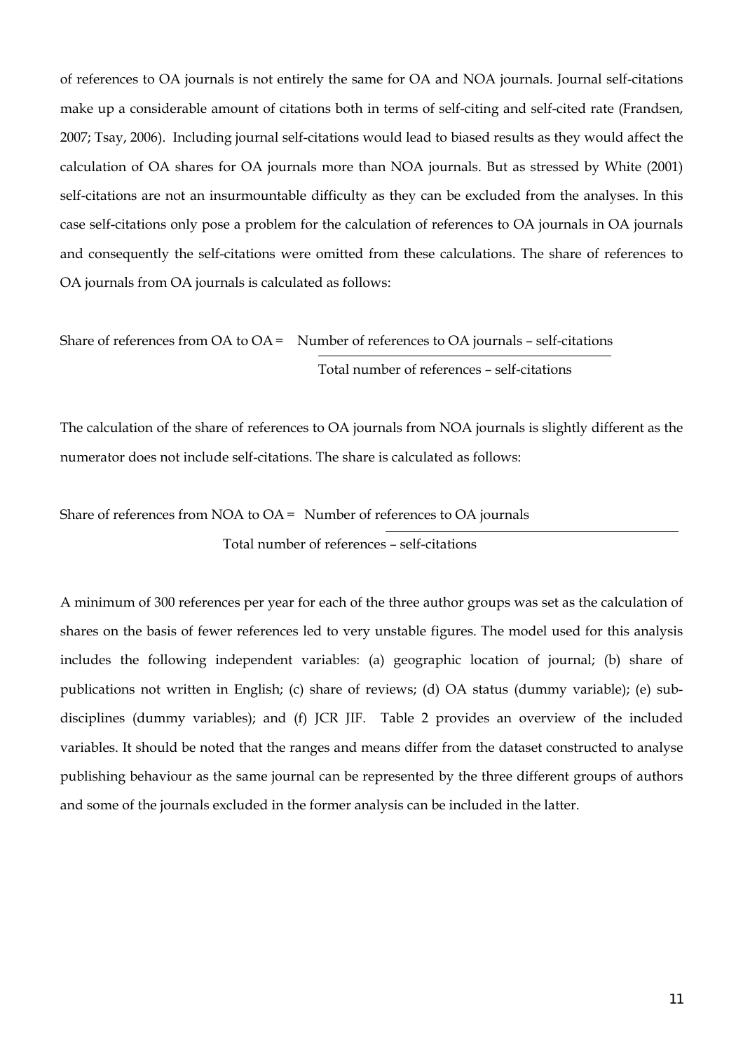of references to OA journals is not entirely the same for OA and NOA journals. Journal self-citations make up a considerable amount of citations both in terms of self-citing and self-cited rate (Frandsen, 2007; Tsay, 2006). Including journal self-citations would lead to biased results as they would affect the calculation of OA shares for OA journals more than NOA journals. But as stressed by White (2001) self-citations are not an insurmountable difficulty as they can be excluded from the analyses. In this case self-citations only pose a problem for the calculation of references to OA journals in OA journals and consequently the self-citations were omitted from these calculations. The share of references to OA journals from OA journals is calculated as follows:

$$\text{Share of references from OA to OA} = \frac{\text{Number of references to OA journals} - \text{self-citations}}{\text{Total number of references} - \text{self-citations}}$$

The calculation of the share of references to OA journals from NOA journals is slightly different as the numerator does not include self-citations. The share is calculated as follows:

$$\text{Share of references from NOA to OA} = \frac{\text{Number of references to OA journals}}{\text{Total number of references} - \text{self-citations}}$$

A minimum of 300 references per year for each of the three author groups was set as the calculation of shares on the basis of fewer references led to very unstable figures. The model used for this analysis includes the following independent variables: (a) geographic location of journal; (b) share of publications not written in English; (c) share of reviews; (d) OA status (dummy variable); (e) sub-disciplines (dummy variables); and (f) JCR JIF. Table 2 provides an overview of the included variables. It should be noted that the ranges and means differ from the dataset constructed to analyse publishing behaviour as the same journal can be represented by the three different groups of authors and some of the journals excluded in the former analysis can be included in the latter.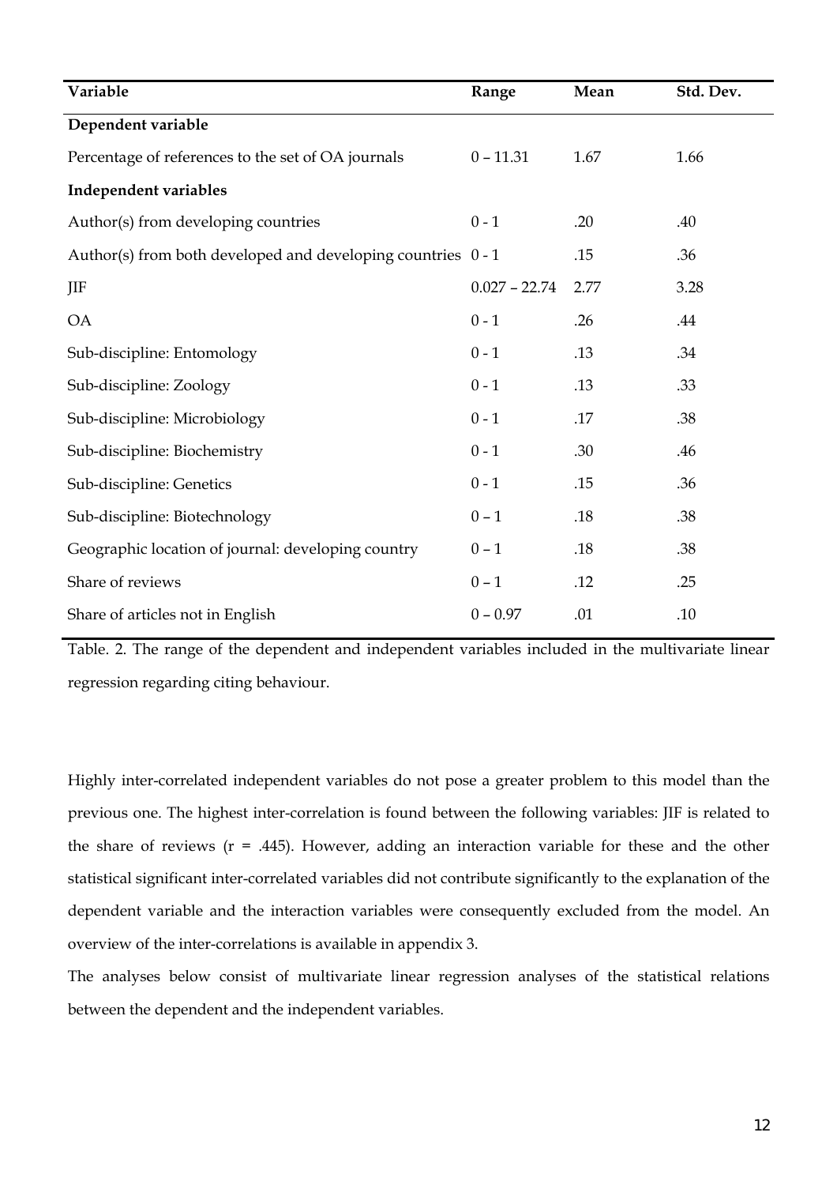| Variable | Range | Mean | Std. Dev. |
|---|---|---|---|
| **Dependent variable** | | | |
| Percentage of references to the set of OA journals | 0 – 11.31 | 1.67 | 1.66 |
| **Independent variables** | | | |
| Author(s) from developing countries | 0 - 1 | .20 | .40 |
| Author(s) from both developed and developing countries | 0 - 1 | .15 | .36 |
| JIF | 0.027 – 22.74 | 2.77 | 3.28 |
| OA | 0 - 1 | .26 | .44 |
| Sub-discipline: Entomology | 0 - 1 | .13 | .34 |
| Sub-discipline: Zoology | 0 - 1 | .13 | .33 |
| Sub-discipline: Microbiology | 0 - 1 | .17 | .38 |
| Sub-discipline: Biochemistry | 0 - 1 | .30 | .46 |
| Sub-discipline: Genetics | 0 - 1 | .15 | .36 |
| Sub-discipline: Biotechnology | 0 – 1 | .18 | .38 |
| Geographic location of journal: developing country | 0 – 1 | .18 | .38 |
| Share of reviews | 0 – 1 | .12 | .25 |
| Share of articles not in English | 0 – 0.97 | .01 | .10 |

Table. 2. The range of the dependent and independent variables included in the multivariate linear regression regarding citing behaviour.

Highly inter-correlated independent variables do not pose a greater problem to this model than the previous one. The highest inter-correlation is found between the following variables: JIF is related to the share of reviews ($r = .445$). However, adding an interaction variable for these and the other statistical significant inter-correlated variables did not contribute significantly to the explanation of the dependent variable and the interaction variables were consequently excluded from the model. An overview of the inter-correlations is available in appendix 3.

The analyses below consist of multivariate linear regression analyses of the statistical relations between the dependent and the independent variables.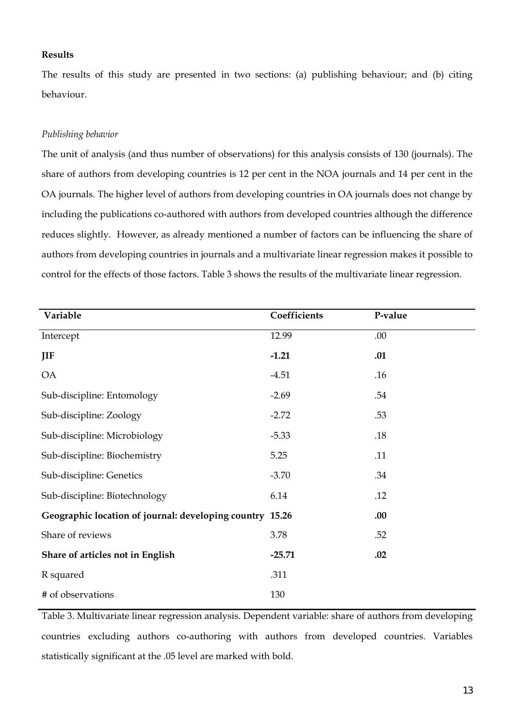**Results**

The results of this study are presented in two sections: (a) publishing behaviour; and (b) citing behaviour.

*Publishing behavior*

The unit of analysis (and thus number of observations) for this analysis consists of 130 (journals). The share of authors from developing countries is 12 per cent in the NOA journals and 14 per cent in the OA journals. The higher level of authors from developing countries in OA journals does not change by including the publications co-authored with authors from developed countries although the difference reduces slightly. However, as already mentioned a number of factors can be influencing the share of authors from developing countries in journals and a multivariate linear regression makes it possible to control for the effects of those factors. Table 3 shows the results of the multivariate linear regression.

| Variable | Coefficients | P-value |
|---|---|---|
| Intercept | 12.99 | .00 |
| **JIF** | **-1.21** | **.01** |
| OA | -4.51 | .16 |
| Sub-discipline: Entomology | -2.69 | .54 |
| Sub-discipline: Zoology | -2.72 | .53 |
| Sub-discipline: Microbiology | -5.33 | .18 |
| Sub-discipline: Biochemistry | 5.25 | .11 |
| Sub-discipline: Genetics | -3.70 | .34 |
| Sub-discipline: Biotechnology | 6.14 | .12 |
| **Geographic location of journal: developing country** | **15.26** | **.00** |
| Share of reviews | 3.78 | .52 |
| **Share of articles not in English** | **-25.71** | **.02** |
| R squared | .311 | |
| # of observations | 130 | |

Table 3. Multivariate linear regression analysis. Dependent variable: share of authors from developing countries excluding authors co-authoring with authors from developed countries. Variables statistically significant at the .05 level are marked with bold.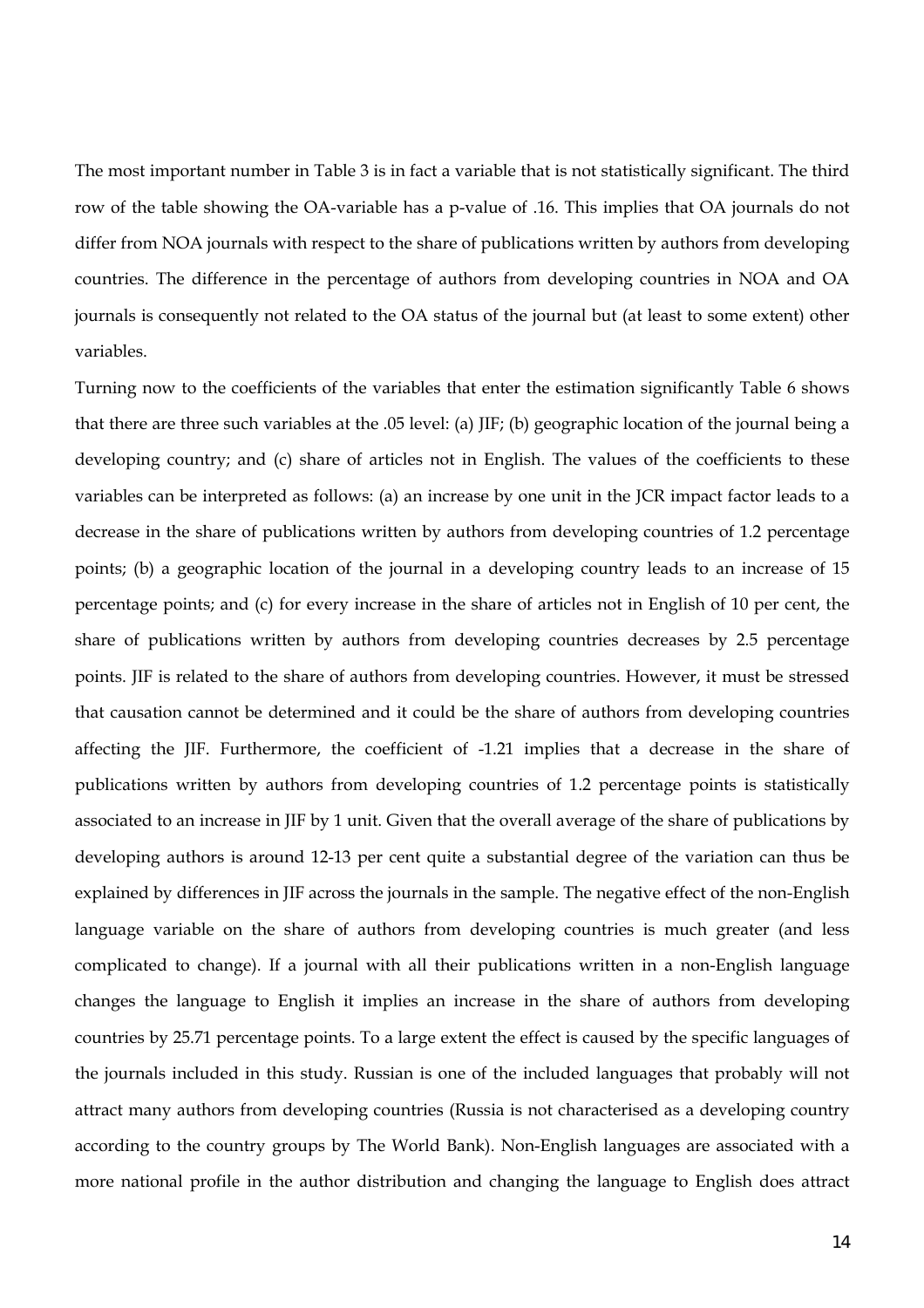The most important number in Table 3 is in fact a variable that is not statistically significant. The third row of the table showing the OA-variable has a p-value of .16. This implies that OA journals do not differ from NOA journals with respect to the share of publications written by authors from developing countries. The difference in the percentage of authors from developing countries in NOA and OA journals is consequently not related to the OA status of the journal but (at least to some extent) other variables.

Turning now to the coefficients of the variables that enter the estimation significantly Table 6 shows that there are three such variables at the .05 level: (a) JIF; (b) geographic location of the journal being a developing country; and (c) share of articles not in English. The values of the coefficients to these variables can be interpreted as follows: (a) an increase by one unit in the JCR impact factor leads to a decrease in the share of publications written by authors from developing countries of 1.2 percentage points; (b) a geographic location of the journal in a developing country leads to an increase of 15 percentage points; and (c) for every increase in the share of articles not in English of 10 per cent, the share of publications written by authors from developing countries decreases by 2.5 percentage points. JIF is related to the share of authors from developing countries. However, it must be stressed that causation cannot be determined and it could be the share of authors from developing countries affecting the JIF. Furthermore, the coefficient of -1.21 implies that a decrease in the share of publications written by authors from developing countries of 1.2 percentage points is statistically associated to an increase in JIF by 1 unit. Given that the overall average of the share of publications by developing authors is around 12-13 per cent quite a substantial degree of the variation can thus be explained by differences in JIF across the journals in the sample. The negative effect of the non-English language variable on the share of authors from developing countries is much greater (and less complicated to change). If a journal with all their publications written in a non-English language changes the language to English it implies an increase in the share of authors from developing countries by 25.71 percentage points. To a large extent the effect is caused by the specific languages of the journals included in this study. Russian is one of the included languages that probably will not attract many authors from developing countries (Russia is not characterised as a developing country according to the country groups by The World Bank). Non-English languages are associated with a more national profile in the author distribution and changing the language to English does attract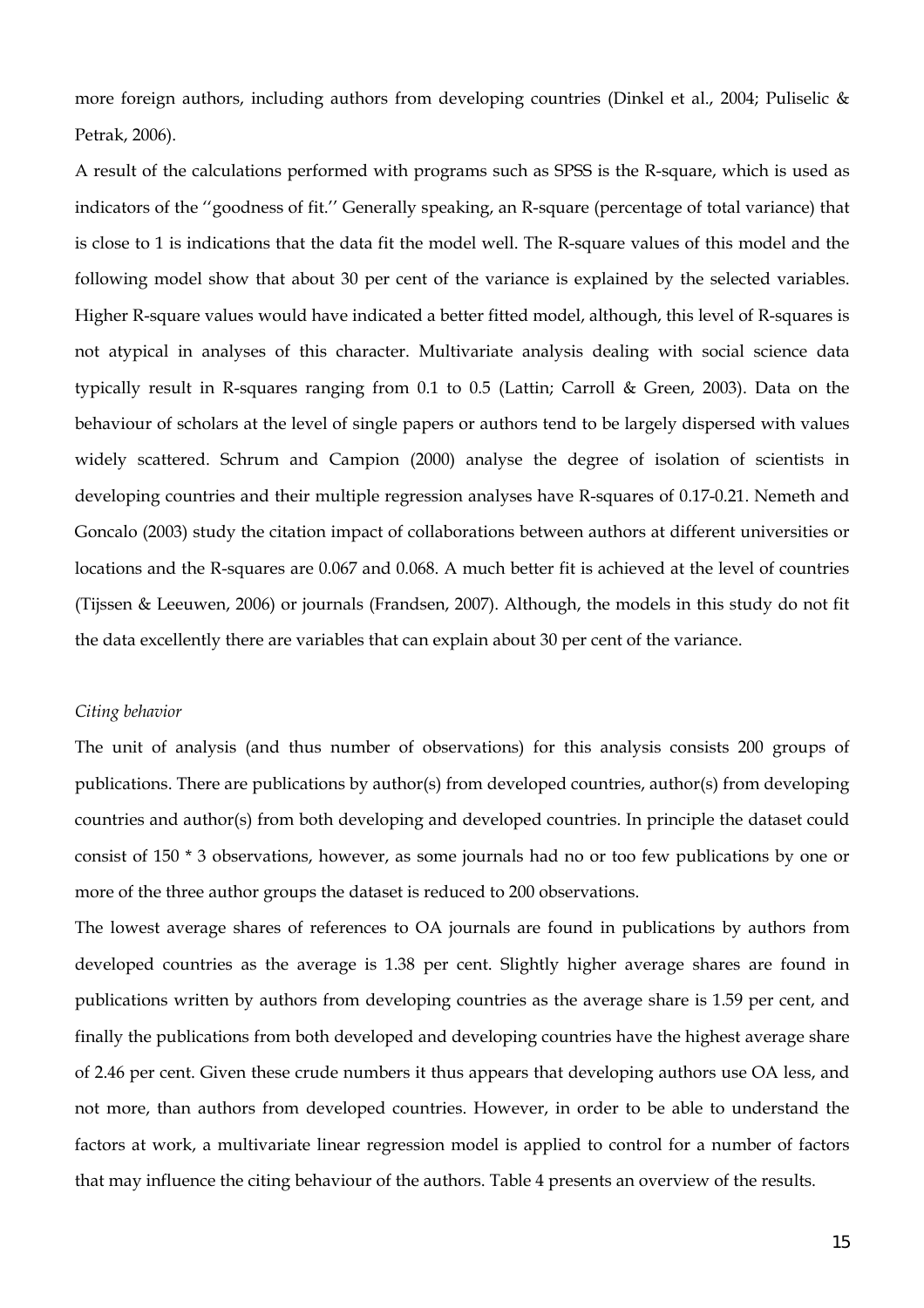more foreign authors, including authors from developing countries (Dinkel et al., 2004; Puliselic & Petrak, 2006).

A result of the calculations performed with programs such as SPSS is the R-square, which is used as indicators of the ‘‘goodness of fit.’’ Generally speaking, an R-square (percentage of total variance) that is close to 1 is indications that the data fit the model well. The R-square values of this model and the following model show that about 30 per cent of the variance is explained by the selected variables. Higher R-square values would have indicated a better fitted model, although, this level of R-squares is not atypical in analyses of this character. Multivariate analysis dealing with social science data typically result in R-squares ranging from 0.1 to 0.5 (Lattin; Carroll & Green, 2003). Data on the behaviour of scholars at the level of single papers or authors tend to be largely dispersed with values widely scattered. Schrum and Campion (2000) analyse the degree of isolation of scientists in developing countries and their multiple regression analyses have R-squares of 0.17-0.21. Nemeth and Goncalo (2003) study the citation impact of collaborations between authors at different universities or locations and the R-squares are 0.067 and 0.068. A much better fit is achieved at the level of countries (Tijssen & Leeuwen, 2006) or journals (Frandsen, 2007). Although, the models in this study do not fit the data excellently there are variables that can explain about 30 per cent of the variance.

*Citing behavior*

The unit of analysis (and thus number of observations) for this analysis consists 200 groups of publications. There are publications by author(s) from developed countries, author(s) from developing countries and author(s) from both developing and developed countries. In principle the dataset could consist of 150 * 3 observations, however, as some journals had no or too few publications by one or more of the three author groups the dataset is reduced to 200 observations.

The lowest average shares of references to OA journals are found in publications by authors from developed countries as the average is 1.38 per cent. Slightly higher average shares are found in publications written by authors from developing countries as the average share is 1.59 per cent, and finally the publications from both developed and developing countries have the highest average share of 2.46 per cent. Given these crude numbers it thus appears that developing authors use OA less, and not more, than authors from developed countries. However, in order to be able to understand the factors at work, a multivariate linear regression model is applied to control for a number of factors that may influence the citing behaviour of the authors. Table 4 presents an overview of the results.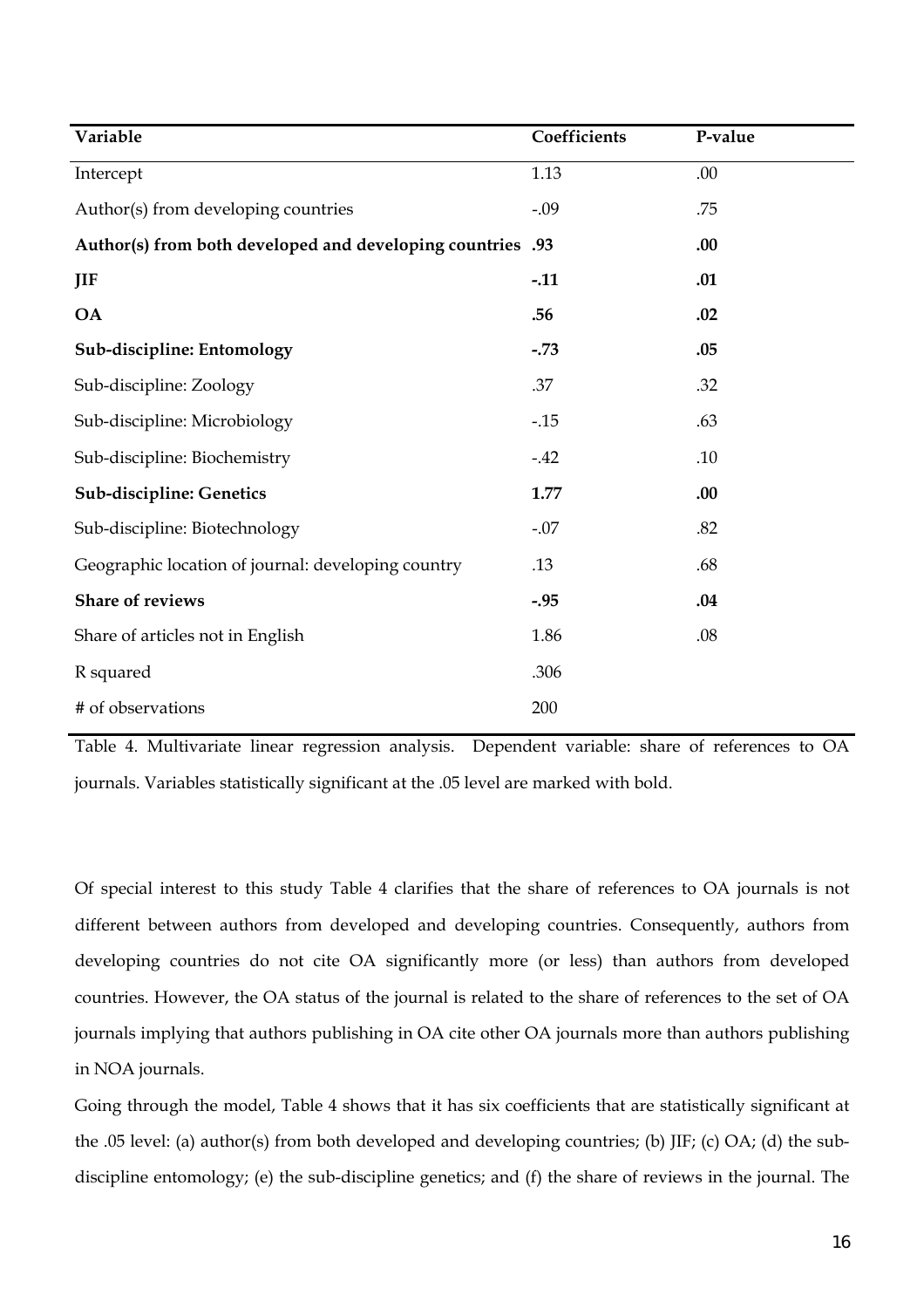| Variable | Coefficients | P-value |
|---|---|---|
| Intercept | 1.13 | .00 |
| Author(s) from developing countries | -.09 | .75 |
| **Author(s) from both developed and developing countries** | **.93** | **.00** |
| **JIF** | **-.11** | **.01** |
| **OA** | **.56** | **.02** |
| **Sub-discipline: Entomology** | **-.73** | **.05** |
| Sub-discipline: Zoology | .37 | .32 |
| Sub-discipline: Microbiology | -.15 | .63 |
| Sub-discipline: Biochemistry | -.42 | .10 |
| **Sub-discipline: Genetics** | **1.77** | **.00** |
| Sub-discipline: Biotechnology | -.07 | .82 |
| Geographic location of journal: developing country | .13 | .68 |
| **Share of reviews** | **-.95** | **.04** |
| Share of articles not in English | 1.86 | .08 |
| R squared | .306 | |
| # of observations | 200 | |

Table 4. Multivariate linear regression analysis. Dependent variable: share of references to OA journals. Variables statistically significant at the .05 level are marked with bold.

Of special interest to this study Table 4 clarifies that the share of references to OA journals is not different between authors from developed and developing countries. Consequently, authors from developing countries do not cite OA significantly more (or less) than authors from developed countries. However, the OA status of the journal is related to the share of references to the set of OA journals implying that authors publishing in OA cite other OA journals more than authors publishing in NOA journals.

Going through the model, Table 4 shows that it has six coefficients that are statistically significant at the .05 level: (a) author(s) from both developed and developing countries; (b) JIF; (c) OA; (d) the sub-discipline entomology; (e) the sub-discipline genetics; and (f) the share of reviews in the journal. The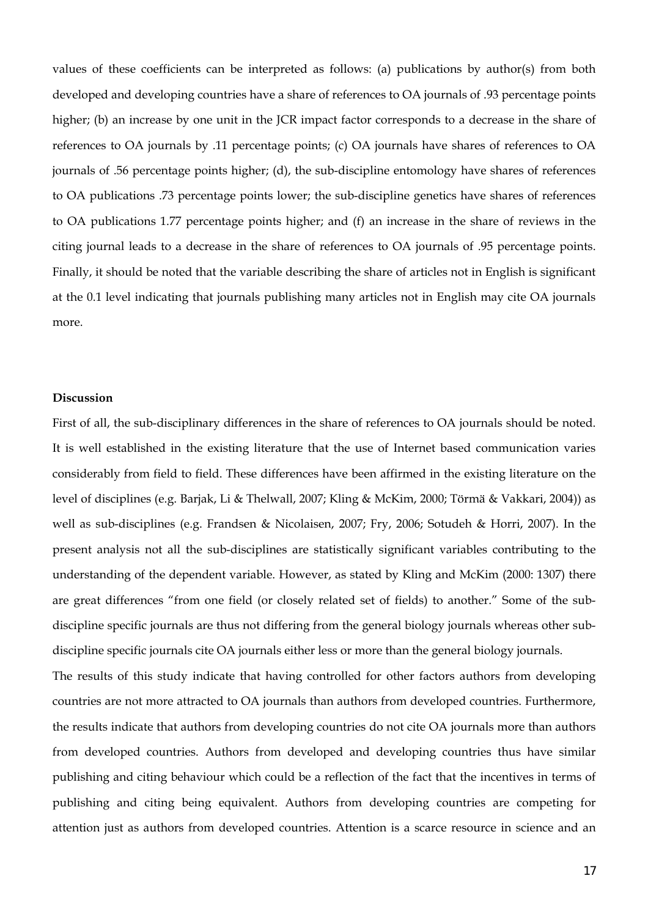values of these coefficients can be interpreted as follows: (a) publications by author(s) from both developed and developing countries have a share of references to OA journals of .93 percentage points higher; (b) an increase by one unit in the JCR impact factor corresponds to a decrease in the share of references to OA journals by .11 percentage points; (c) OA journals have shares of references to OA journals of .56 percentage points higher; (d), the sub-discipline entomology have shares of references to OA publications .73 percentage points lower; the sub-discipline genetics have shares of references to OA publications 1.77 percentage points higher; and (f) an increase in the share of reviews in the citing journal leads to a decrease in the share of references to OA journals of .95 percentage points. Finally, it should be noted that the variable describing the share of articles not in English is significant at the 0.1 level indicating that journals publishing many articles not in English may cite OA journals more.

**Discussion**

First of all, the sub-disciplinary differences in the share of references to OA journals should be noted. It is well established in the existing literature that the use of Internet based communication varies considerably from field to field. These differences have been affirmed in the existing literature on the level of disciplines (e.g. Barjak, Li & Thelwall, 2007; Kling & McKim, 2000; Törmä & Vakkari, 2004)) as well as sub-disciplines (e.g. Frandsen & Nicolaisen, 2007; Fry, 2006; Sotudeh & Horri, 2007). In the present analysis not all the sub-disciplines are statistically significant variables contributing to the understanding of the dependent variable. However, as stated by Kling and McKim (2000: 1307) there are great differences "from one field (or closely related set of fields) to another." Some of the sub-discipline specific journals are thus not differing from the general biology journals whereas other sub-discipline specific journals cite OA journals either less or more than the general biology journals.

The results of this study indicate that having controlled for other factors authors from developing countries are not more attracted to OA journals than authors from developed countries. Furthermore, the results indicate that authors from developing countries do not cite OA journals more than authors from developed countries. Authors from developed and developing countries thus have similar publishing and citing behaviour which could be a reflection of the fact that the incentives in terms of publishing and citing being equivalent. Authors from developing countries are competing for attention just as authors from developed countries. Attention is a scarce resource in science and an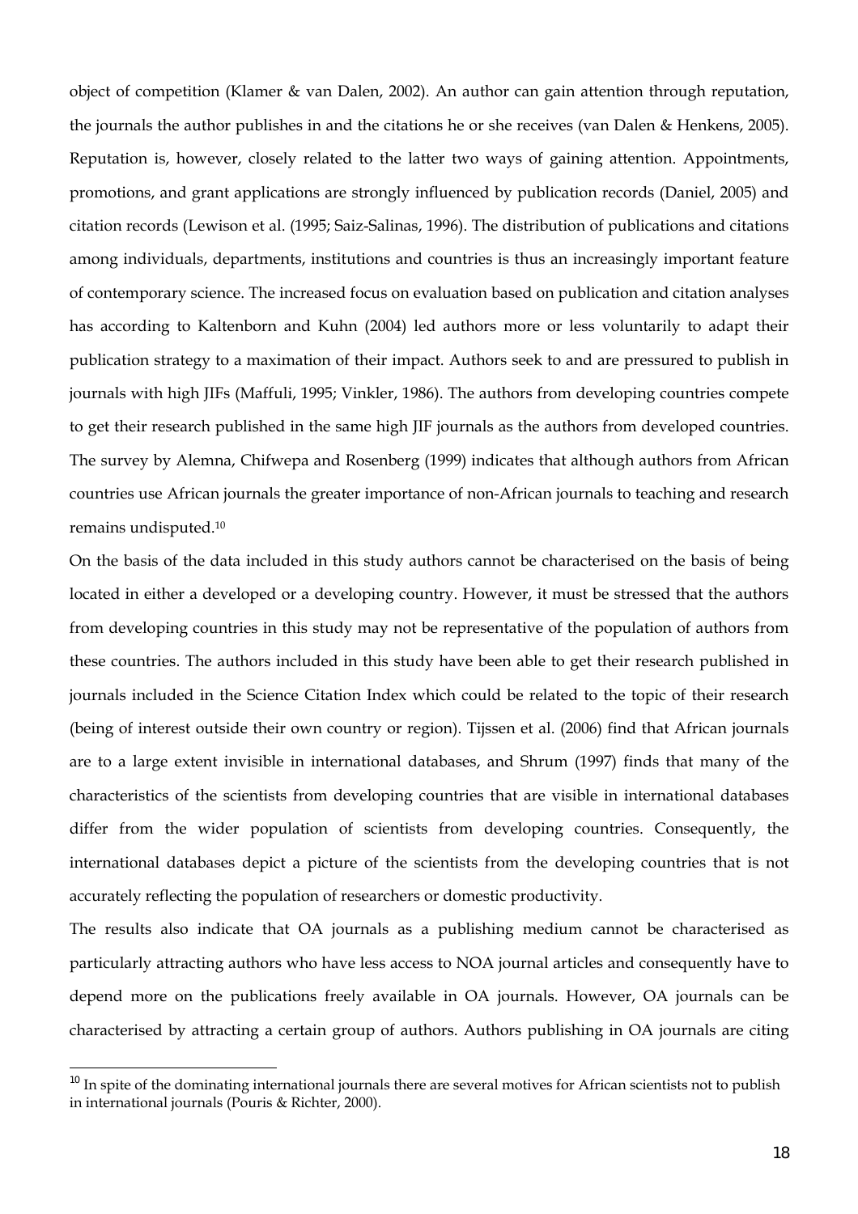object of competition (Klamer & van Dalen, 2002). An author can gain attention through reputation, the journals the author publishes in and the citations he or she receives (van Dalen & Henkens, 2005). Reputation is, however, closely related to the latter two ways of gaining attention. Appointments, promotions, and grant applications are strongly influenced by publication records (Daniel, 2005) and citation records (Lewison et al. (1995; Saiz-Salinas, 1996). The distribution of publications and citations among individuals, departments, institutions and countries is thus an increasingly important feature of contemporary science. The increased focus on evaluation based on publication and citation analyses has according to Kaltenborn and Kuhn (2004) led authors more or less voluntarily to adapt their publication strategy to a maximation of their impact. Authors seek to and are pressured to publish in journals with high JIFs (Maffuli, 1995; Vinkler, 1986). The authors from developing countries compete to get their research published in the same high JIF journals as the authors from developed countries. The survey by Alemna, Chifwepa and Rosenberg (1999) indicates that although authors from African countries use African journals the greater importance of non-African journals to teaching and research remains undisputed.[10]

On the basis of the data included in this study authors cannot be characterised on the basis of being located in either a developed or a developing country. However, it must be stressed that the authors from developing countries in this study may not be representative of the population of authors from these countries. The authors included in this study have been able to get their research published in journals included in the Science Citation Index which could be related to the topic of their research (being of interest outside their own country or region). Tijssen et al. (2006) find that African journals are to a large extent invisible in international databases, and Shrum (1997) finds that many of the characteristics of the scientists from developing countries that are visible in international databases differ from the wider population of scientists from developing countries. Consequently, the international databases depict a picture of the scientists from the developing countries that is not accurately reflecting the population of researchers or domestic productivity.

The results also indicate that OA journals as a publishing medium cannot be characterised as particularly attracting authors who have less access to NOA journal articles and consequently have to depend more on the publications freely available in OA journals. However, OA journals can be characterised by attracting a certain group of authors. Authors publishing in OA journals are citing

[10] In spite of the dominating international journals there are several motives for African scientists not to publish in international journals (Pouris & Richter, 2000).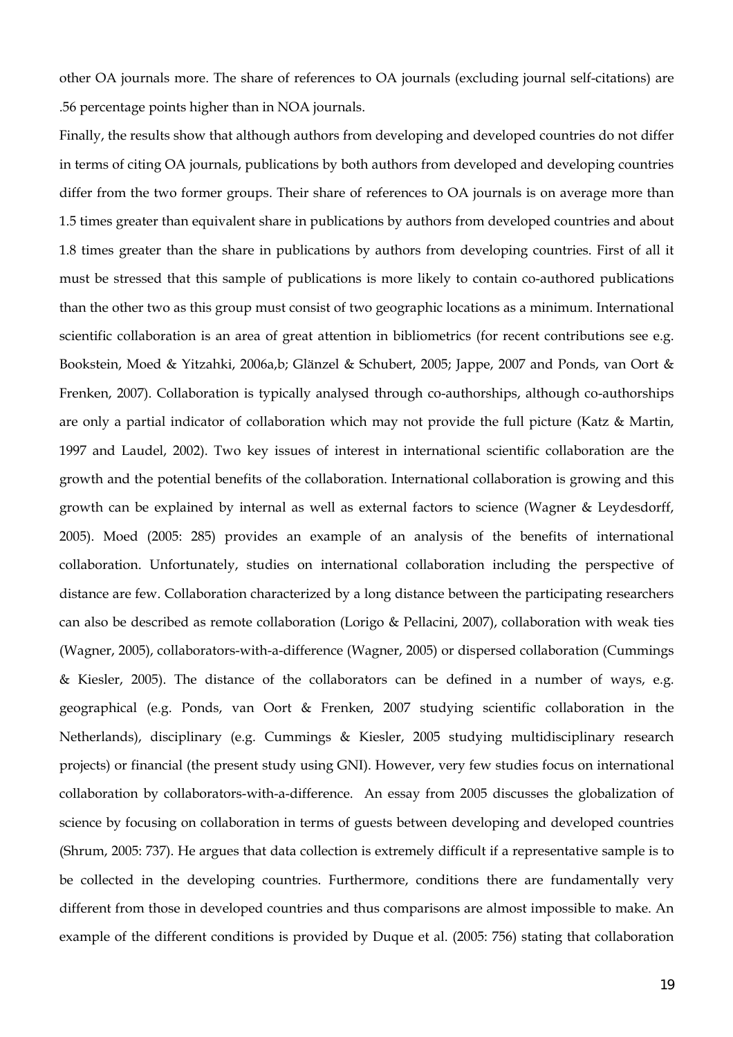other OA journals more. The share of references to OA journals (excluding journal self-citations) are .56 percentage points higher than in NOA journals.

Finally, the results show that although authors from developing and developed countries do not differ in terms of citing OA journals, publications by both authors from developed and developing countries differ from the two former groups. Their share of references to OA journals is on average more than 1.5 times greater than equivalent share in publications by authors from developed countries and about 1.8 times greater than the share in publications by authors from developing countries. First of all it must be stressed that this sample of publications is more likely to contain co-authored publications than the other two as this group must consist of two geographic locations as a minimum. International scientific collaboration is an area of great attention in bibliometrics (for recent contributions see e.g. Bookstein, Moed & Yitzahki, 2006a,b; Glänzel & Schubert, 2005; Jappe, 2007 and Ponds, van Oort & Frenken, 2007). Collaboration is typically analysed through co-authorships, although co-authorships are only a partial indicator of collaboration which may not provide the full picture (Katz & Martin, 1997 and Laudel, 2002). Two key issues of interest in international scientific collaboration are the growth and the potential benefits of the collaboration. International collaboration is growing and this growth can be explained by internal as well as external factors to science (Wagner & Leydesdorff, 2005). Moed (2005: 285) provides an example of an analysis of the benefits of international collaboration. Unfortunately, studies on international collaboration including the perspective of distance are few. Collaboration characterized by a long distance between the participating researchers can also be described as remote collaboration (Lorigo & Pellacini, 2007), collaboration with weak ties (Wagner, 2005), collaborators-with-a-difference (Wagner, 2005) or dispersed collaboration (Cummings & Kiesler, 2005). The distance of the collaborators can be defined in a number of ways, e.g. geographical (e.g. Ponds, van Oort & Frenken, 2007 studying scientific collaboration in the Netherlands), disciplinary (e.g. Cummings & Kiesler, 2005 studying multidisciplinary research projects) or financial (the present study using GNI). However, very few studies focus on international collaboration by collaborators-with-a-difference. An essay from 2005 discusses the globalization of science by focusing on collaboration in terms of guests between developing and developed countries (Shrum, 2005: 737). He argues that data collection is extremely difficult if a representative sample is to be collected in the developing countries. Furthermore, conditions there are fundamentally very different from those in developed countries and thus comparisons are almost impossible to make. An example of the different conditions is provided by Duque et al. (2005: 756) stating that collaboration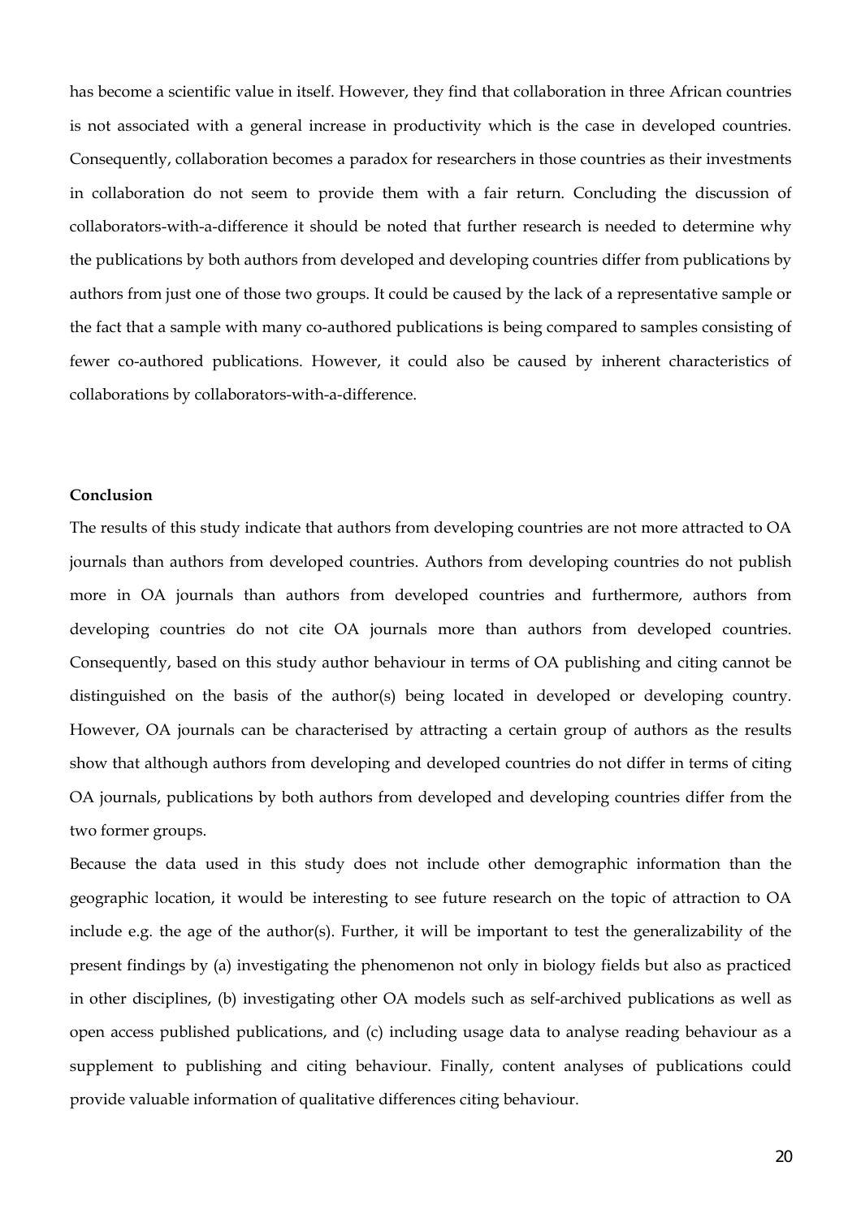has become a scientific value in itself. However, they find that collaboration in three African countries is not associated with a general increase in productivity which is the case in developed countries. Consequently, collaboration becomes a paradox for researchers in those countries as their investments in collaboration do not seem to provide them with a fair return. Concluding the discussion of collaborators-with-a-difference it should be noted that further research is needed to determine why the publications by both authors from developed and developing countries differ from publications by authors from just one of those two groups. It could be caused by the lack of a representative sample or the fact that a sample with many co-authored publications is being compared to samples consisting of fewer co-authored publications. However, it could also be caused by inherent characteristics of collaborations by collaborators-with-a-difference.

**Conclusion**

The results of this study indicate that authors from developing countries are not more attracted to OA journals than authors from developed countries. Authors from developing countries do not publish more in OA journals than authors from developed countries and furthermore, authors from developing countries do not cite OA journals more than authors from developed countries. Consequently, based on this study author behaviour in terms of OA publishing and citing cannot be distinguished on the basis of the author(s) being located in developed or developing country. However, OA journals can be characterised by attracting a certain group of authors as the results show that although authors from developing and developed countries do not differ in terms of citing OA journals, publications by both authors from developed and developing countries differ from the two former groups.

Because the data used in this study does not include other demographic information than the geographic location, it would be interesting to see future research on the topic of attraction to OA include e.g. the age of the author(s). Further, it will be important to test the generalizability of the present findings by (a) investigating the phenomenon not only in biology fields but also as practiced in other disciplines, (b) investigating other OA models such as self-archived publications as well as open access published publications, and (c) including usage data to analyse reading behaviour as a supplement to publishing and citing behaviour. Finally, content analyses of publications could provide valuable information of qualitative differences citing behaviour.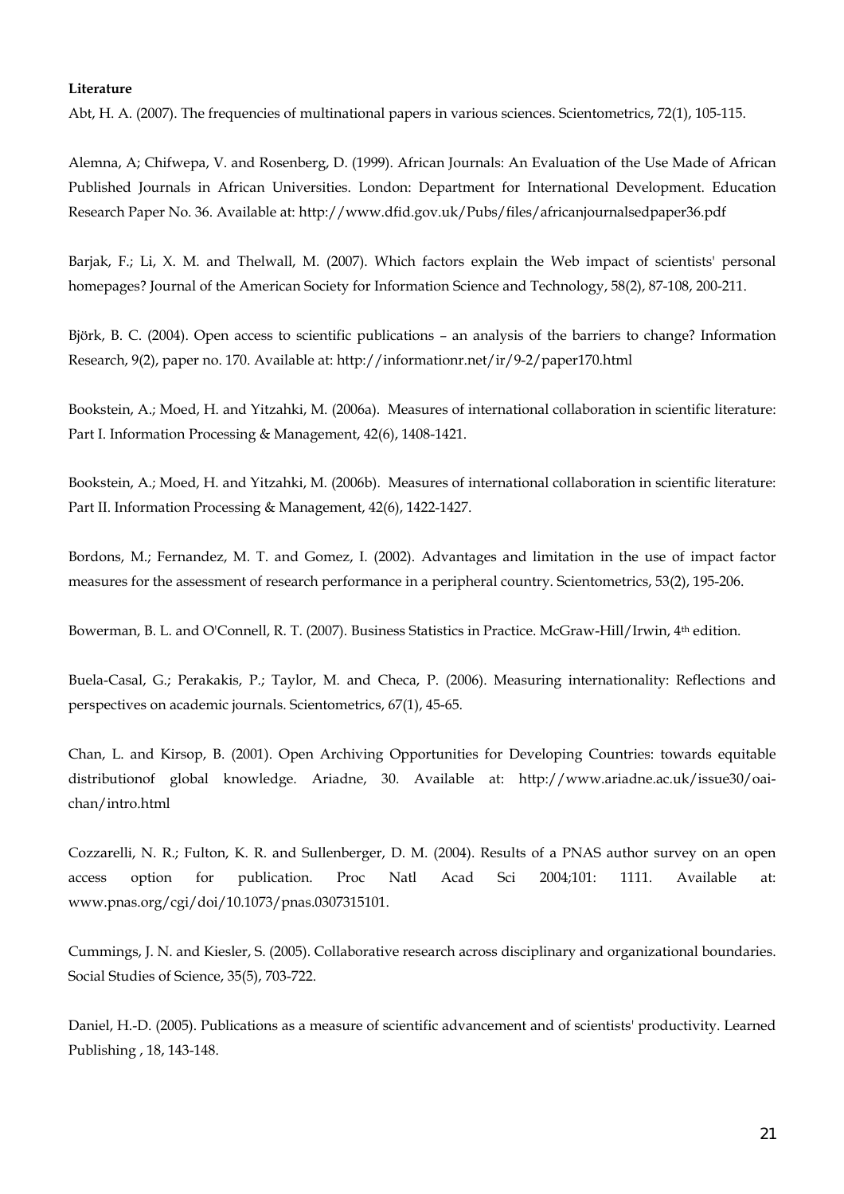**Literature**

Abt, H. A. (2007). The frequencies of multinational papers in various sciences. Scientometrics, 72(1), 105-115.

Alemna, A; Chifwepa, V. and Rosenberg, D. (1999). African Journals: An Evaluation of the Use Made of African Published Journals in African Universities. London: Department for International Development. Education Research Paper No. 36. Available at: http://www.dfid.gov.uk/Pubs/files/africanjournalsedpaper36.pdf

Barjak, F.; Li, X. M. and Thelwall, M. (2007). Which factors explain the Web impact of scientists' personal homepages? Journal of the American Society for Information Science and Technology, 58(2), 87-108, 200-211.

Björk, B. C. (2004). Open access to scientific publications – an analysis of the barriers to change? Information Research, 9(2), paper no. 170. Available at: http://informationr.net/ir/9-2/paper170.html

Bookstein, A.; Moed, H. and Yitzahki, M. (2006a). Measures of international collaboration in scientific literature: Part I. Information Processing & Management, 42(6), 1408-1421.

Bookstein, A.; Moed, H. and Yitzahki, M. (2006b). Measures of international collaboration in scientific literature: Part II. Information Processing & Management, 42(6), 1422-1427.

Bordons, M.; Fernandez, M. T. and Gomez, I. (2002). Advantages and limitation in the use of impact factor measures for the assessment of research performance in a peripheral country. Scientometrics, 53(2), 195-206.

Bowerman, B. L. and O'Connell, R. T. (2007). Business Statistics in Practice. McGraw-Hill/Irwin, 4th edition.

Buela-Casal, G.; Perakakis, P.; Taylor, M. and Checa, P. (2006). Measuring internationality: Reflections and perspectives on academic journals. Scientometrics, 67(1), 45-65.

Chan, L. and Kirsop, B. (2001). Open Archiving Opportunities for Developing Countries: towards equitable distributionof global knowledge. Ariadne, 30. Available at: http://www.ariadne.ac.uk/issue30/oai-chan/intro.html

Cozzarelli, N. R.; Fulton, K. R. and Sullenberger, D. M. (2004). Results of a PNAS author survey on an open access option for publication. Proc Natl Acad Sci 2004;101: 1111. Available at: www.pnas.org/cgi/doi/10.1073/pnas.0307315101.

Cummings, J. N. and Kiesler, S. (2005). Collaborative research across disciplinary and organizational boundaries. Social Studies of Science, 35(5), 703-722.

Daniel, H.-D. (2005). Publications as a measure of scientific advancement and of scientists' productivity. Learned Publishing , 18, 143-148.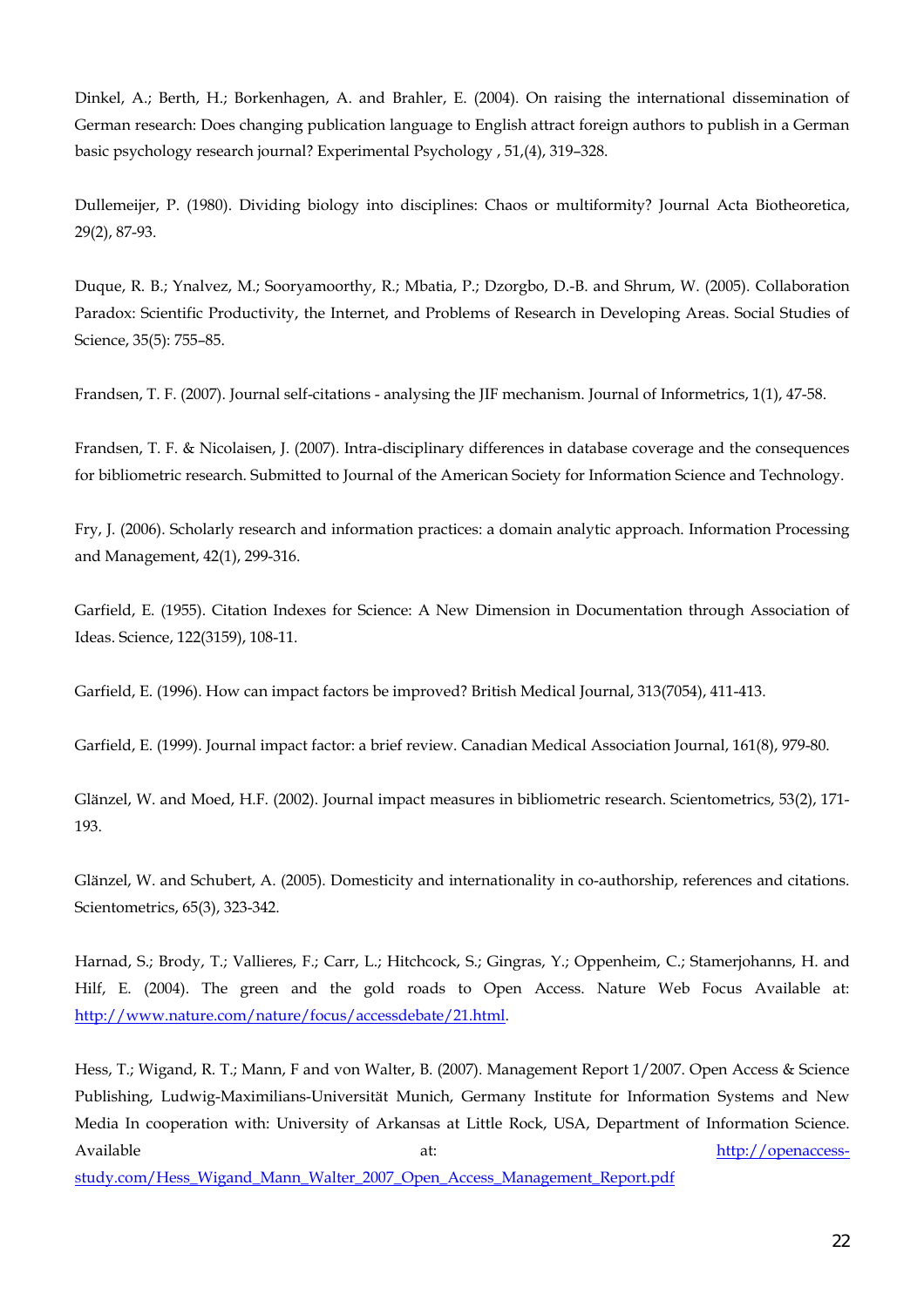Dinkel, A.; Berth, H.; Borkenhagen, A. and Brahler, E. (2004). On raising the international dissemination of German research: Does changing publication language to English attract foreign authors to publish in a German basic psychology research journal? Experimental Psychology , 51,(4), 319–328.

Dullemeijer, P. (1980). Dividing biology into disciplines: Chaos or multiformity? Journal Acta Biotheoretica, 29(2), 87-93.

Duque, R. B.; Ynalvez, M.; Sooryamoorthy, R.; Mbatia, P.; Dzorgbo, D.-B. and Shrum, W. (2005). Collaboration Paradox: Scientific Productivity, the Internet, and Problems of Research in Developing Areas. Social Studies of Science, 35(5): 755–85.

Frandsen, T. F. (2007). Journal self-citations - analysing the JIF mechanism. Journal of Informetrics, 1(1), 47-58.

Frandsen, T. F. & Nicolaisen, J. (2007). Intra-disciplinary differences in database coverage and the consequences for bibliometric research. Submitted to Journal of the American Society for Information Science and Technology.

Fry, J. (2006). Scholarly research and information practices: a domain analytic approach. Information Processing and Management, 42(1), 299-316.

Garfield, E. (1955). Citation Indexes for Science: A New Dimension in Documentation through Association of Ideas. Science, 122(3159), 108-11.

Garfield, E. (1996). How can impact factors be improved? British Medical Journal, 313(7054), 411-413.

Garfield, E. (1999). Journal impact factor: a brief review. Canadian Medical Association Journal, 161(8), 979-80.

Glänzel, W. and Moed, H.F. (2002). Journal impact measures in bibliometric research. Scientometrics, 53(2), 171-193.

Glänzel, W. and Schubert, A. (2005). Domesticity and internationality in co-authorship, references and citations. Scientometrics, 65(3), 323-342.

Harnad, S.; Brody, T.; Vallieres, F.; Carr, L.; Hitchcock, S.; Gingras, Y.; Oppenheim, C.; Stamerjohanns, H. and Hilf, E. (2004). The green and the gold roads to Open Access. Nature Web Focus Available at: http://www.nature.com/nature/focus/accessdebate/21.html.

Hess, T.; Wigand, R. T.; Mann, F and von Walter, B. (2007). Management Report 1/2007. Open Access & Science Publishing, Ludwig-Maximilians-Universität Munich, Germany Institute for Information Systems and New Media In cooperation with: University of Arkansas at Little Rock, USA, Department of Information Science. Available at: http://openaccess-study.com/Hess_Wigand_Mann_Walter_2007_Open_Access_Management_Report.pdf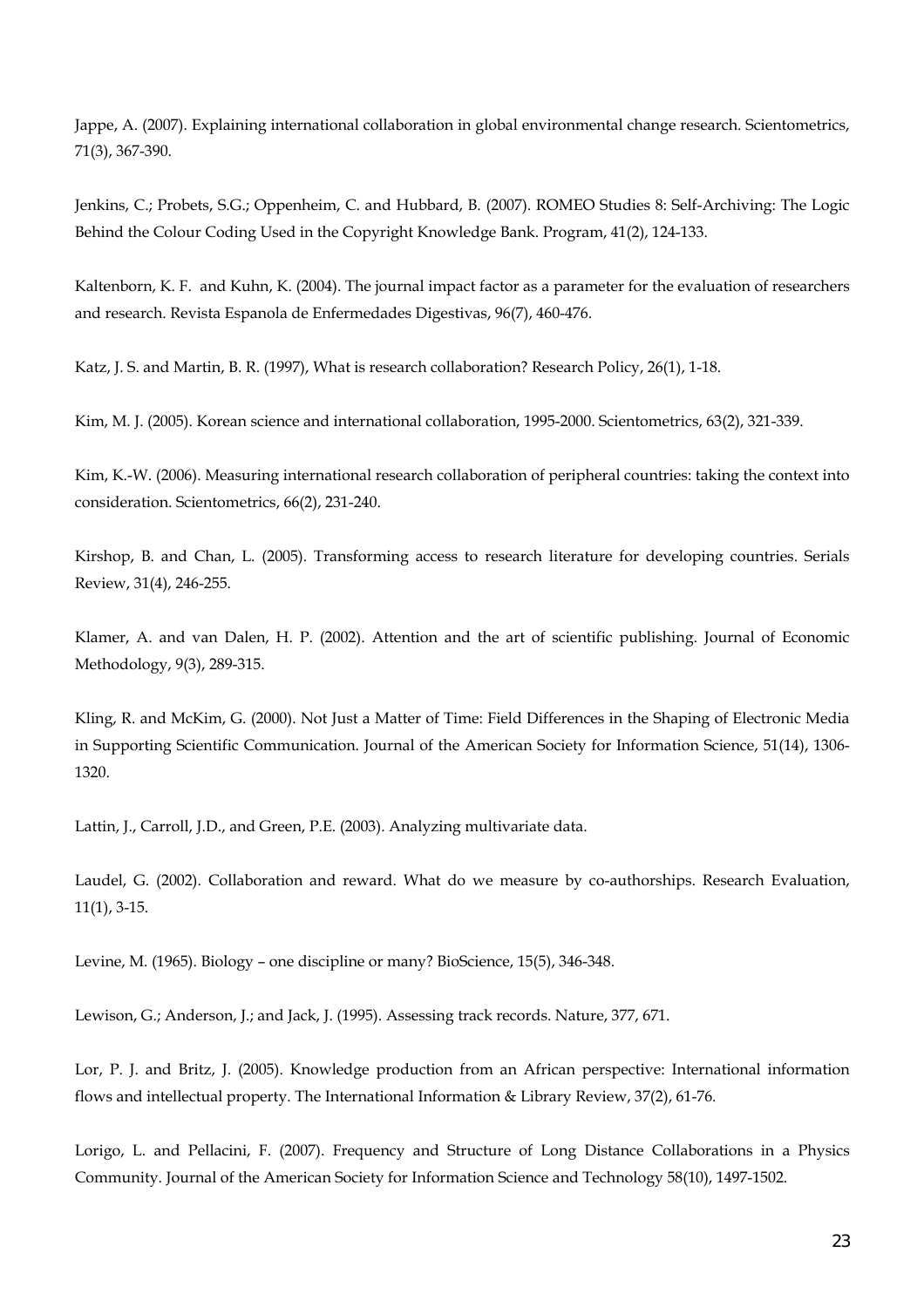Jappe, A. (2007). Explaining international collaboration in global environmental change research. Scientometrics, 71(3), 367-390.

Jenkins, C.; Probets, S.G.; Oppenheim, C. and Hubbard, B. (2007). ROMEO Studies 8: Self-Archiving: The Logic Behind the Colour Coding Used in the Copyright Knowledge Bank. Program, 41(2), 124-133.

Kaltenborn, K. F. and Kuhn, K. (2004). The journal impact factor as a parameter for the evaluation of researchers and research. Revista Espanola de Enfermedades Digestivas, 96(7), 460-476.

Katz, J. S. and Martin, B. R. (1997), What is research collaboration? Research Policy, 26(1), 1-18.

Kim, M. J. (2005). Korean science and international collaboration, 1995-2000. Scientometrics, 63(2), 321-339.

Kim, K.-W. (2006). Measuring international research collaboration of peripheral countries: taking the context into consideration. Scientometrics, 66(2), 231-240.

Kirshop, B. and Chan, L. (2005). Transforming access to research literature for developing countries. Serials Review, 31(4), 246-255.

Klamer, A. and van Dalen, H. P. (2002). Attention and the art of scientific publishing. Journal of Economic Methodology, 9(3), 289-315.

Kling, R. and McKim, G. (2000). Not Just a Matter of Time: Field Differences in the Shaping of Electronic Media in Supporting Scientific Communication. Journal of the American Society for Information Science, 51(14), 1306-1320.

Lattin, J., Carroll, J.D., and Green, P.E. (2003). Analyzing multivariate data.

Laudel, G. (2002). Collaboration and reward. What do we measure by co-authorships. Research Evaluation, 11(1), 3-15.

Levine, M. (1965). Biology – one discipline or many? BioScience, 15(5), 346-348.

Lewison, G.; Anderson, J.; and Jack, J. (1995). Assessing track records. Nature, 377, 671.

Lor, P. J. and Britz, J. (2005). Knowledge production from an African perspective: International information flows and intellectual property. The International Information & Library Review, 37(2), 61-76.

Lorigo, L. and Pellacini, F. (2007). Frequency and Structure of Long Distance Collaborations in a Physics Community. Journal of the American Society for Information Science and Technology 58(10), 1497-1502.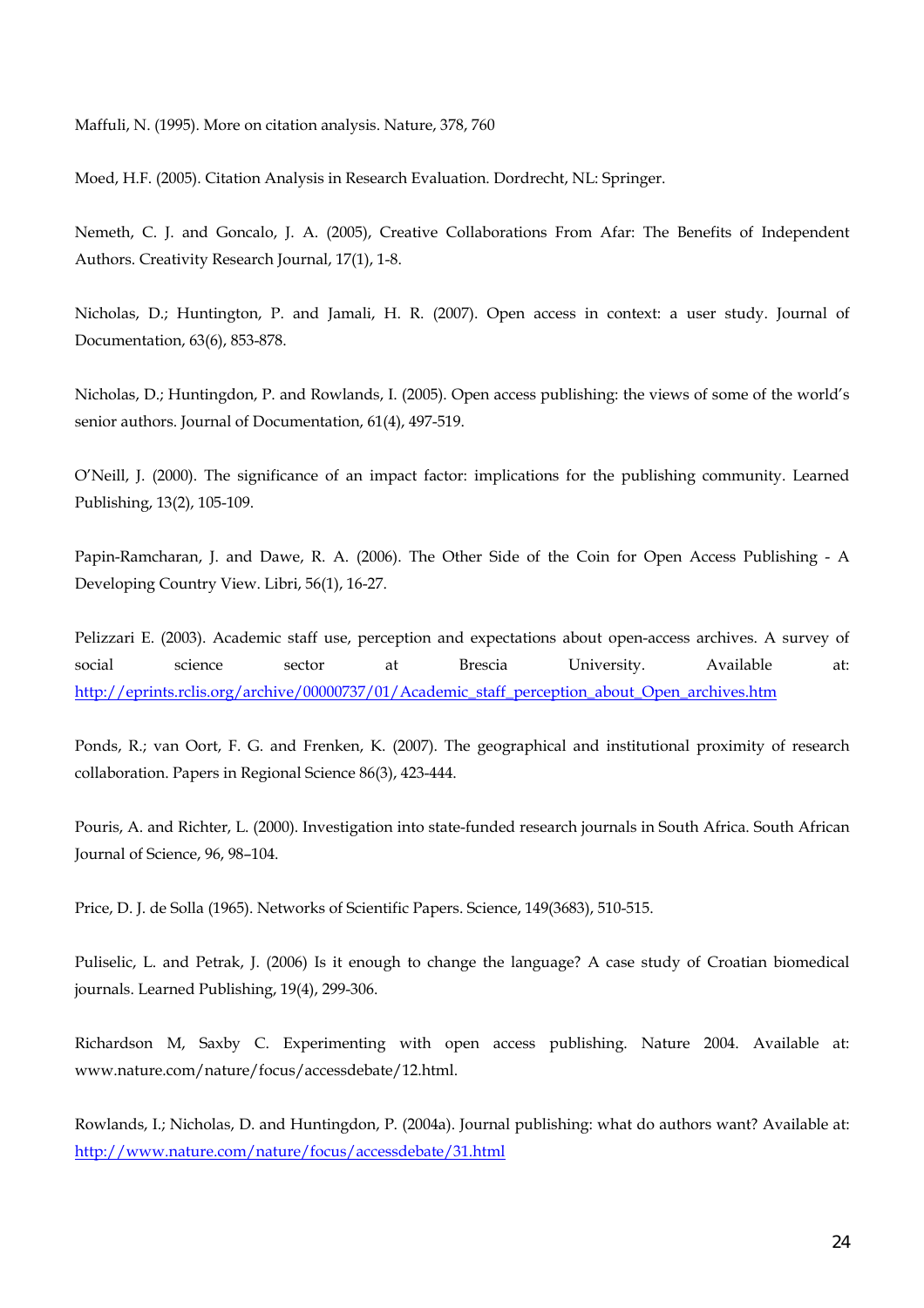Maffuli, N. (1995). More on citation analysis. Nature, 378, 760

Moed, H.F. (2005). Citation Analysis in Research Evaluation. Dordrecht, NL: Springer.

Nemeth, C. J. and Goncalo, J. A. (2005), Creative Collaborations From Afar: The Benefits of Independent Authors. Creativity Research Journal, 17(1), 1-8.

Nicholas, D.; Huntington, P. and Jamali, H. R. (2007). Open access in context: a user study. Journal of Documentation, 63(6), 853-878.

Nicholas, D.; Huntingdon, P. and Rowlands, I. (2005). Open access publishing: the views of some of the world's senior authors. Journal of Documentation, 61(4), 497-519.

O'Neill, J. (2000). The significance of an impact factor: implications for the publishing community. Learned Publishing, 13(2), 105-109.

Papin-Ramcharan, J. and Dawe, R. A. (2006). The Other Side of the Coin for Open Access Publishing - A Developing Country View. Libri, 56(1), 16-27.

Pelizzari E. (2003). Academic staff use, perception and expectations about open-access archives. A survey of social science sector at Brescia University. Available at: http://eprints.rclis.org/archive/00000737/01/Academic_staff_perception_about_Open_archives.htm

Ponds, R.; van Oort, F. G. and Frenken, K. (2007). The geographical and institutional proximity of research collaboration. Papers in Regional Science 86(3), 423-444.

Pouris, A. and Richter, L. (2000). Investigation into state-funded research journals in South Africa. South African Journal of Science, 96, 98–104.

Price, D. J. de Solla (1965). Networks of Scientific Papers. Science, 149(3683), 510-515.

Puliselic, L. and Petrak, J. (2006) Is it enough to change the language? A case study of Croatian biomedical journals. Learned Publishing, 19(4), 299-306.

Richardson M, Saxby C. Experimenting with open access publishing. Nature 2004. Available at: www.nature.com/nature/focus/accessdebate/12.html.

Rowlands, I.; Nicholas, D. and Huntingdon, P. (2004a). Journal publishing: what do authors want? Available at: http://www.nature.com/nature/focus/accessdebate/31.html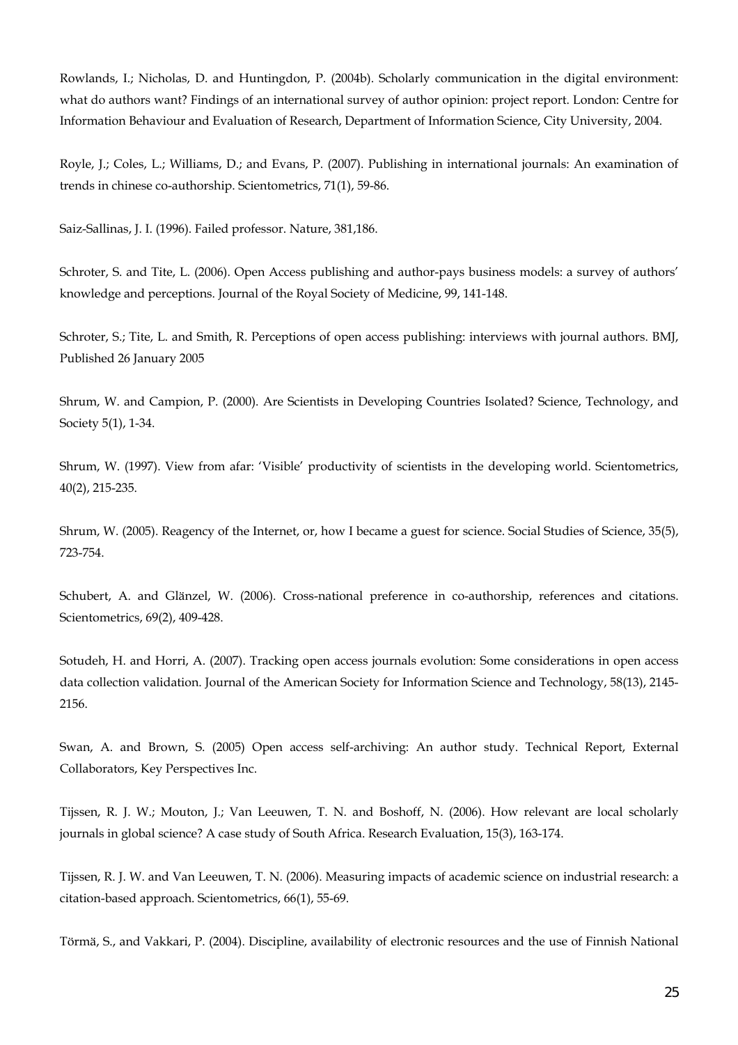Rowlands, I.; Nicholas, D. and Huntingdon, P. (2004b). Scholarly communication in the digital environment: what do authors want? Findings of an international survey of author opinion: project report. London: Centre for Information Behaviour and Evaluation of Research, Department of Information Science, City University, 2004.

Royle, J.; Coles, L.; Williams, D.; and Evans, P. (2007). Publishing in international journals: An examination of trends in chinese co-authorship. Scientometrics, 71(1), 59-86.

Saiz-Sallinas, J. I. (1996). Failed professor. Nature, 381,186.

Schroter, S. and Tite, L. (2006). Open Access publishing and author-pays business models: a survey of authors' knowledge and perceptions. Journal of the Royal Society of Medicine, 99, 141-148.

Schroter, S.; Tite, L. and Smith, R. Perceptions of open access publishing: interviews with journal authors. BMJ, Published 26 January 2005

Shrum, W. and Campion, P. (2000). Are Scientists in Developing Countries Isolated? Science, Technology, and Society 5(1), 1-34.

Shrum, W. (1997). View from afar: 'Visible' productivity of scientists in the developing world. Scientometrics, 40(2), 215-235.

Shrum, W. (2005). Reagency of the Internet, or, how I became a guest for science. Social Studies of Science, 35(5), 723-754.

Schubert, A. and Glänzel, W. (2006). Cross-national preference in co-authorship, references and citations. Scientometrics, 69(2), 409-428.

Sotudeh, H. and Horri, A. (2007). Tracking open access journals evolution: Some considerations in open access data collection validation. Journal of the American Society for Information Science and Technology, 58(13), 2145-2156.

Swan, A. and Brown, S. (2005) Open access self-archiving: An author study. Technical Report, External Collaborators, Key Perspectives Inc.

Tijssen, R. J. W.; Mouton, J.; Van Leeuwen, T. N. and Boshoff, N. (2006). How relevant are local scholarly journals in global science? A case study of South Africa. Research Evaluation, 15(3), 163-174.

Tijssen, R. J. W. and Van Leeuwen, T. N. (2006). Measuring impacts of academic science on industrial research: a citation-based approach. Scientometrics, 66(1), 55-69.

Törmä, S., and Vakkari, P. (2004). Discipline, availability of electronic resources and the use of Finnish National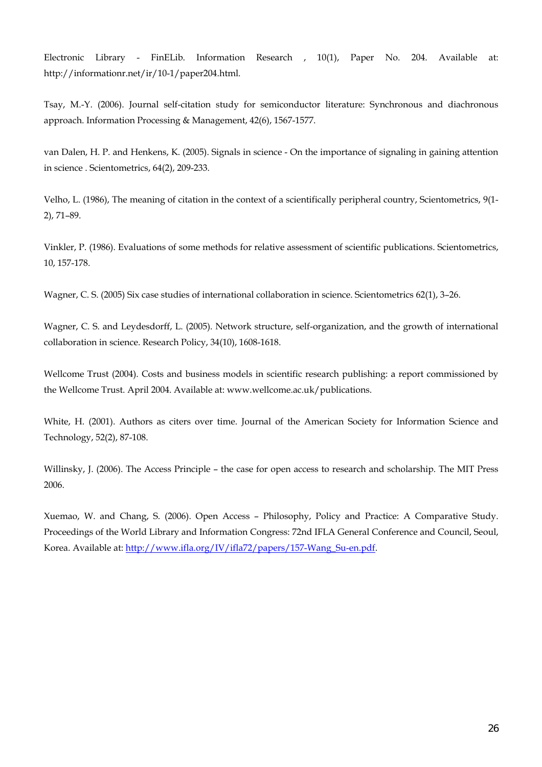Electronic Library - FinELib. Information Research , 10(1), Paper No. 204. Available at: http://informationr.net/ir/10-1/paper204.html.

Tsay, M.-Y. (2006). Journal self-citation study for semiconductor literature: Synchronous and diachronous approach. Information Processing & Management, 42(6), 1567-1577.

van Dalen, H. P. and Henkens, K. (2005). Signals in science - On the importance of signaling in gaining attention in science . Scientometrics, 64(2), 209-233.

Velho, L. (1986), The meaning of citation in the context of a scientifically peripheral country, Scientometrics, 9(1-2), 71–89.

Vinkler, P. (1986). Evaluations of some methods for relative assessment of scientific publications. Scientometrics, 10, 157-178.

Wagner, C. S. (2005) Six case studies of international collaboration in science. Scientometrics 62(1), 3–26.

Wagner, C. S. and Leydesdorff, L. (2005). Network structure, self-organization, and the growth of international collaboration in science. Research Policy, 34(10), 1608-1618.

Wellcome Trust (2004). Costs and business models in scientific research publishing: a report commissioned by the Wellcome Trust. April 2004. Available at: www.wellcome.ac.uk/publications.

White, H. (2001). Authors as citers over time. Journal of the American Society for Information Science and Technology, 52(2), 87-108.

Willinsky, J. (2006). The Access Principle – the case for open access to research and scholarship. The MIT Press 2006.

Xuemao, W. and Chang, S. (2006). Open Access – Philosophy, Policy and Practice: A Comparative Study. Proceedings of the World Library and Information Congress: 72nd IFLA General Conference and Council, Seoul, Korea. Available at: http://www.ifla.org/IV/ifla72/papers/157-Wang_Su-en.pdf.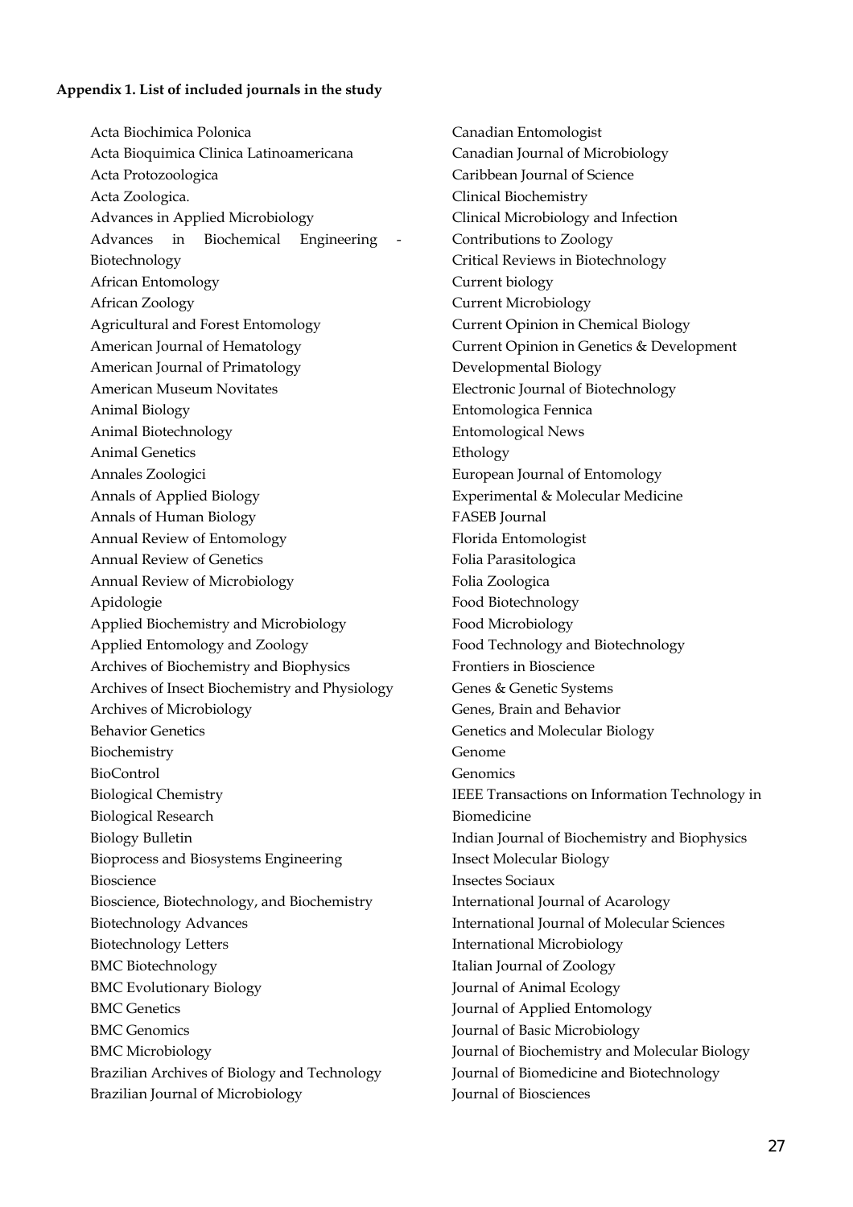**Appendix 1. List of included journals in the study**

Acta Biochimica Polonica
Acta Bioquimica Clinica Latinoamericana
Acta Protozoologica
Acta Zoologica.
Advances in Applied Microbiology
Advances in Biochemical Engineering - Biotechnology
African Entomology
African Zoology
Agricultural and Forest Entomology
American Journal of Hematology
American Journal of Primatology
American Museum Novitates
Animal Biology
Animal Biotechnology
Animal Genetics
Annales Zoologici
Annals of Applied Biology
Annals of Human Biology
Annual Review of Entomology
Annual Review of Genetics
Annual Review of Microbiology
Apidologie
Applied Biochemistry and Microbiology
Applied Entomology and Zoology
Archives of Biochemistry and Biophysics
Archives of Insect Biochemistry and Physiology
Archives of Microbiology
Behavior Genetics
Biochemistry
BioControl
Biological Chemistry
Biological Research
Biology Bulletin
Bioprocess and Biosystems Engineering
Bioscience
Bioscience, Biotechnology, and Biochemistry
Biotechnology Advances
Biotechnology Letters
BMC Biotechnology
BMC Evolutionary Biology
BMC Genetics
BMC Genomics
BMC Microbiology
Brazilian Archives of Biology and Technology
Brazilian Journal of Microbiology
Canadian Entomologist
Canadian Journal of Microbiology
Caribbean Journal of Science
Clinical Biochemistry
Clinical Microbiology and Infection
Contributions to Zoology
Critical Reviews in Biotechnology
Current biology
Current Microbiology
Current Opinion in Chemical Biology
Current Opinion in Genetics & Development
Developmental Biology
Electronic Journal of Biotechnology
Entomologica Fennica
Entomological News
Ethology
European Journal of Entomology
Experimental & Molecular Medicine
FASEB Journal
Florida Entomologist
Folia Parasitologica
Folia Zoologica
Food Biotechnology
Food Microbiology
Food Technology and Biotechnology
Frontiers in Bioscience
Genes & Genetic Systems
Genes, Brain and Behavior
Genetics and Molecular Biology
Genome
Genomics
IEEE Transactions on Information Technology in Biomedicine
Indian Journal of Biochemistry and Biophysics
Insect Molecular Biology
Insectes Sociaux
International Journal of Acarology
International Journal of Molecular Sciences
International Microbiology
Italian Journal of Zoology
Journal of Animal Ecology
Journal of Applied Entomology
Journal of Basic Microbiology
Journal of Biochemistry and Molecular Biology
Journal of Biomedicine and Biotechnology
Journal of Biosciences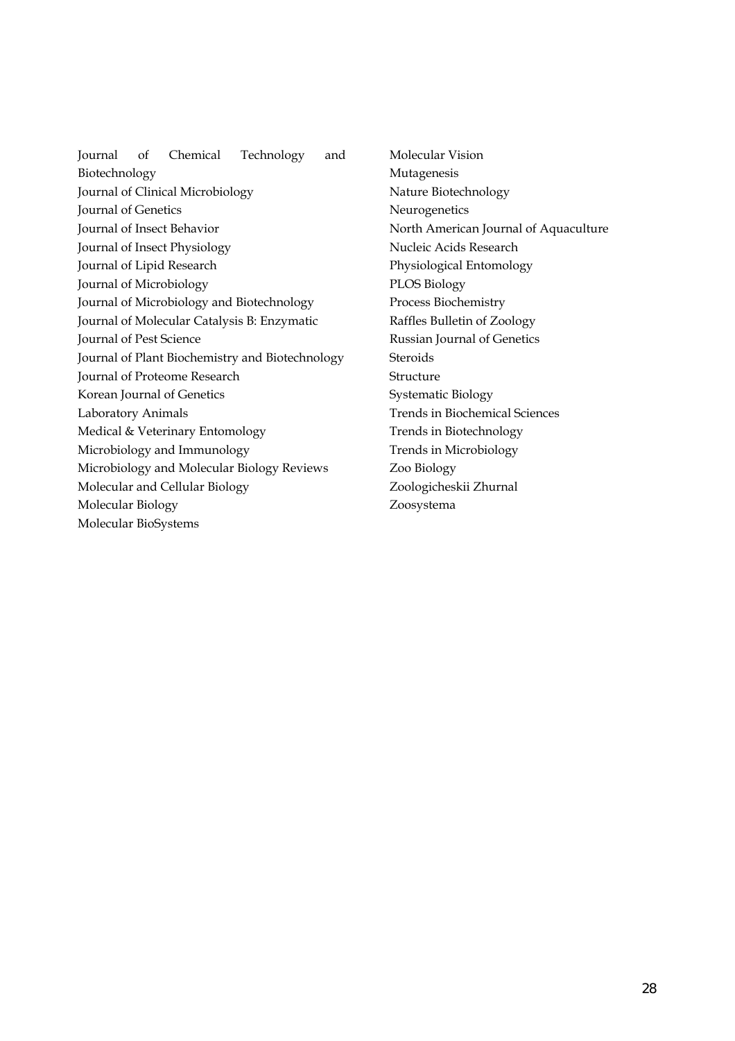Journal of Chemical Technology and Biotechnology
Journal of Clinical Microbiology
Journal of Genetics
Journal of Insect Behavior
Journal of Insect Physiology
Journal of Lipid Research
Journal of Microbiology
Journal of Microbiology and Biotechnology
Journal of Molecular Catalysis B: Enzymatic
Journal of Pest Science
Journal of Plant Biochemistry and Biotechnology
Journal of Proteome Research
Korean Journal of Genetics
Laboratory Animals
Medical & Veterinary Entomology
Microbiology and Immunology
Microbiology and Molecular Biology Reviews
Molecular and Cellular Biology
Molecular Biology
Molecular BioSystems
Molecular Vision
Mutagenesis
Nature Biotechnology
Neurogenetics
North American Journal of Aquaculture
Nucleic Acids Research
Physiological Entomology
PLOS Biology
Process Biochemistry
Raffles Bulletin of Zoology
Russian Journal of Genetics
Steroids
Structure
Systematic Biology
Trends in Biochemical Sciences
Trends in Biotechnology
Trends in Microbiology
Zoo Biology
Zoologicheskii Zhurnal
Zoosystema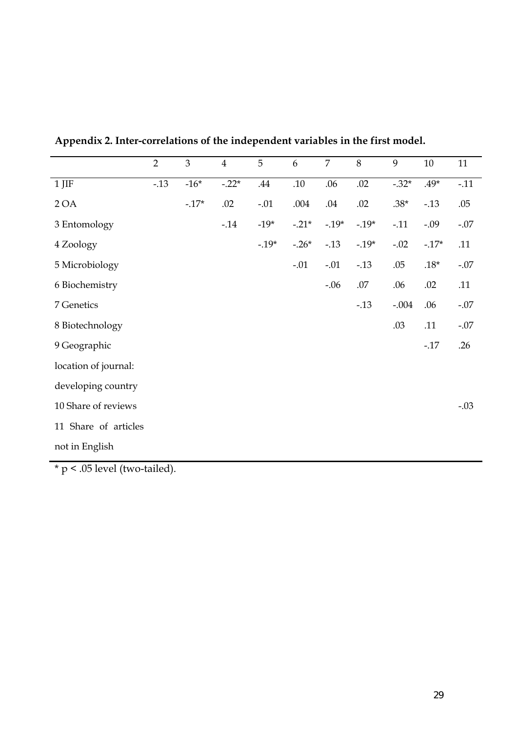**Appendix 2. Inter-correlations of the independent variables in the first model.**

| | 2 | 3 | 4 | 5 | 6 | 7 | 8 | 9 | 10 | 11 |
|---|---|---|---|---|---|---|---|---|---|---|
| 1 JIF | -.13 | -16* | -.22* | .44 | .10 | .06 | .02 | -.32* | .49* | -.11 |
| 2 OA | | -.17* | .02 | -.01 | .004 | .04 | .02 | .38* | -.13 | .05 |
| 3 Entomology | | | -.14 | -19* | -.21* | -.19* | -.19* | -.11 | -.09 | -.07 |
| 4 Zoology | | | | -.19* | -.26* | -.13 | -.19* | -.02 | -.17* | .11 |
| 5 Microbiology | | | | | -.01 | -.01 | -.13 | .05 | .18* | -.07 |
| 6 Biochemistry | | | | | | -.06 | .07 | .06 | .02 | .11 |
| 7 Genetics | | | | | | | -.13 | -.004 | .06 | -.07 |
| 8 Biotechnology | | | | | | | | .03 | .11 | -.07 |
| 9 Geographic location of journal: developing country | | | | | | | | | -.17 | .26 |
| 10 Share of reviews | | | | | | | | | | -.03 |
| 11 Share of articles not in English | | | | | | | | | | |

* p < .05 level (two-tailed).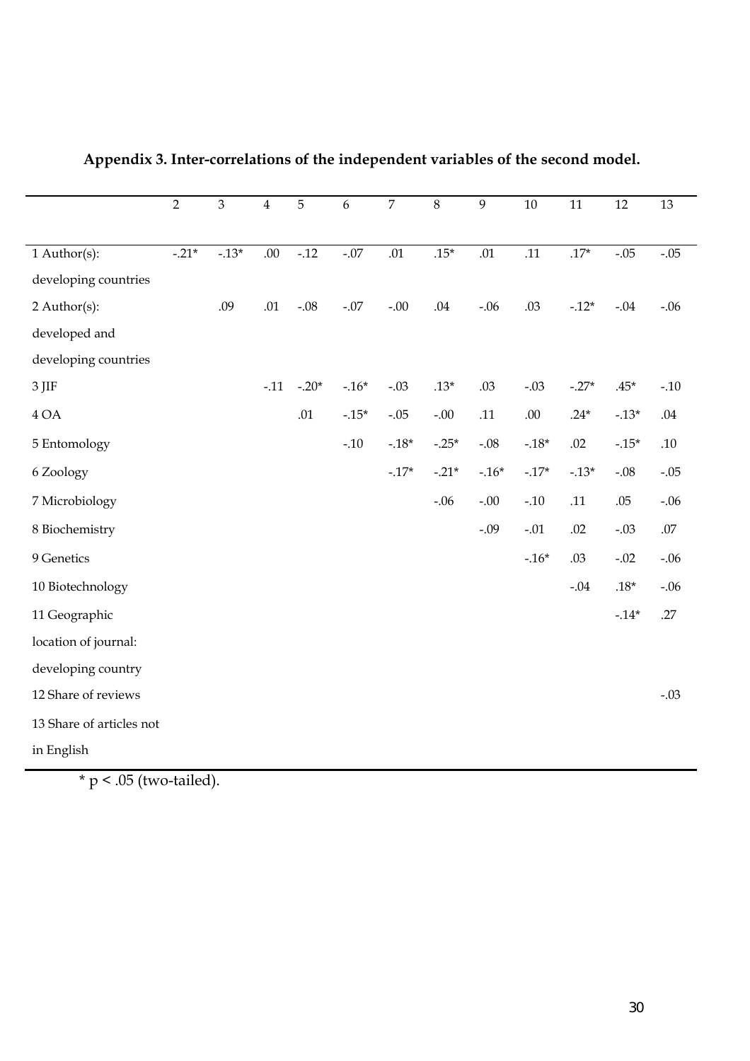**Appendix 3. Inter-correlations of the independent variables of the second model.**

| | 2 | 3 | 4 | 5 | 6 | 7 | 8 | 9 | 10 | 11 | 12 | 13 |
|---|---|---|---|---|---|---|---|---|---|---|---|---|
| 1 Author(s): developing countries | -.21* | -.13* | .00 | -.12 | -.07 | .01 | .15* | .01 | .11 | .17* | -.05 | -.05 |
| 2 Author(s): developed and developing countries | | .09 | .01 | -.08 | -.07 | -.00 | .04 | -.06 | .03 | -.12* | -.04 | -.06 |
| 3 JIF | | | -.11 | -.20* | -.16* | -.03 | .13* | .03 | -.03 | -.27* | .45* | -.10 |
| 4 OA | | | | .01 | -.15* | -.05 | -.00 | .11 | .00 | .24* | -.13* | .04 |
| 5 Entomology | | | | | -.10 | -.18* | -.25* | -.08 | -.18* | .02 | -.15* | .10 |
| 6 Zoology | | | | | | -.17* | -.21* | -.16* | -.17* | -.13* | -.08 | -.05 |
| 7 Microbiology | | | | | | | -.06 | -.00 | -.10 | .11 | .05 | -.06 |
| 8 Biochemistry | | | | | | | | -.09 | -.01 | .02 | -.03 | .07 |
| 9 Genetics | | | | | | | | | -.16* | .03 | -.02 | -.06 |
| 10 Biotechnology | | | | | | | | | | -.04 | .18* | -.06 |
| 11 Geographic location of journal: developing country | | | | | | | | | | | -.14* | .27 |
| 12 Share of reviews | | | | | | | | | | | | -.03 |
| 13 Share of articles not in English | | | | | | | | | | | | |

* $p < .05$ (two-tailed).